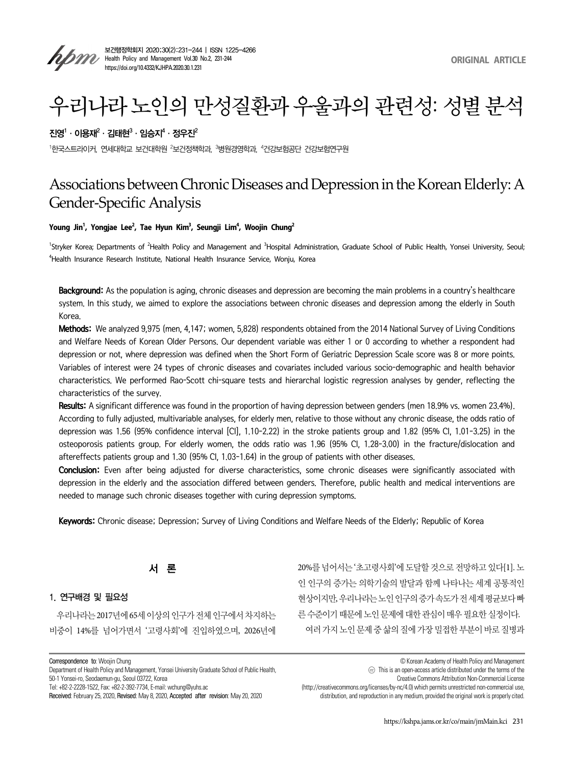ORIGINAL ARTICLE

# 우리나라 노인의 만성질환과 우울과의 관련성: 성별 분석

**진영[1] · 이용재[2] · 김태현[3] · 임승지[4] · 정우진[2]**

[1]한국스트라이커, 연세대학교 보건대학원 [2]보건정책학과, [3]병원경영학과, [4]건강보험공단 건강보험연구원

# Associations between Chronic Diseases and Depression in the Korean Elderly: A Gender-Specific Analysis

**Young Jin[1], Yongjae Lee[2], Tae Hyun Kim[3], Seungji Lim[4], Woojin Chung[2]**

[1]Stryker Korea; Departments of [2]Health Policy and Management and [3]Hospital Administration, Graduate School of Public Health, Yonsei University, Seoul; [4]Health Insurance Research Institute, National Health Insurance Service, Wonju, Korea

**Background:** As the population is aging, chronic diseases and depression are becoming the main problems in a country's healthcare system. In this study, we aimed to explore the associations between chronic diseases and depression among the elderly in South Korea.

**Methods:** We analyzed 9,975 (men, 4,147; women, 5,828) respondents obtained from the 2014 National Survey of Living Conditions and Welfare Needs of Korean Older Persons. Our dependent variable was either 1 or 0 according to whether a respondent had depression or not, where depression was defined when the Short Form of Geriatric Depression Scale score was 8 or more points. Variables of interest were 24 types of chronic diseases and covariates included various socio-demographic and health behavior characteristics. We performed Rao-Scott chi-square tests and hierarchal logistic regression analyses by gender, reflecting the characteristics of the survey.

**Results:** A significant difference was found in the proportion of having depression between genders (men 18.9% vs. women 23.4%). According to fully adjusted, multivariable analyses, for elderly men, relative to those without any chronic disease, the odds ratio of depression was 1.56 (95% confidence interval [CI], 1.10-2.22) in the stroke patients group and 1.82 (95% CI, 1.01-3.25) in the osteoporosis patients group. For elderly women, the odds ratio was 1.96 (95% CI, 1.28-3.00) in the fracture/dislocation and aftereffects patients group and 1.30 (95% CI, 1.03-1.64) in the group of patients with other diseases.

**Conclusion:** Even after being adjusted for diverse characteristics, some chronic diseases were significantly associated with depression in the elderly and the association differed between genders. Therefore, public health and medical interventions are needed to manage such chronic diseases together with curing depression symptoms.

**Keywords:** Chronic disease; Depression; Survey of Living Conditions and Welfare Needs of the Elderly; Republic of Korea

## 서 론

### 1. 연구배경 및 필요성

우리나라는 2017년에 65세 이상의 인구가 전체 인구에서 차지하는 비중이 14%를 넘어가면서 '고령사회'에 진입하였으며, 2026년에 20%를 넘어서는 '초고령사회'에 도달할 것으로 전망하고 있다[1]. 노인 인구의 증가는 의학기술의 발달과 함께 나타나는 세계 공통적인 현상이지만, 우리나라는 노인 인구의 증가 속도가 전 세계 평균보다 빠른 수준이기 때문에 노인 문제에 대한 관심이 매우 필요한 실정이다.

여러 가지 노인 문제 중 삶의 질에 가장 밀접한 부분이 바로 질병과

Correspondence to: Woojin Chung
Department of Health Policy and Management, Yonsei University Graduate School of Public Health, 50-1 Yonsei-ro, Seodaemun-gu, Seoul 03722, Korea
Tel: +82-2-2228-1522, Fax: +82-2-392-7734, E-mail: wchung@yuhs.ac
Received: February 25, 2020, Revised: May 8, 2020, Accepted after revision: May 20, 2020

© Korean Academy of Health Policy and Management
This is an open-access article distributed under the terms of the Creative Commons Attribution Non-Commercial License (http://creativecommons.org/licenses/by-nc/4.0) which permits unrestricted non-commercial use, distribution, and reproduction in any medium, provided the original work is properly cited.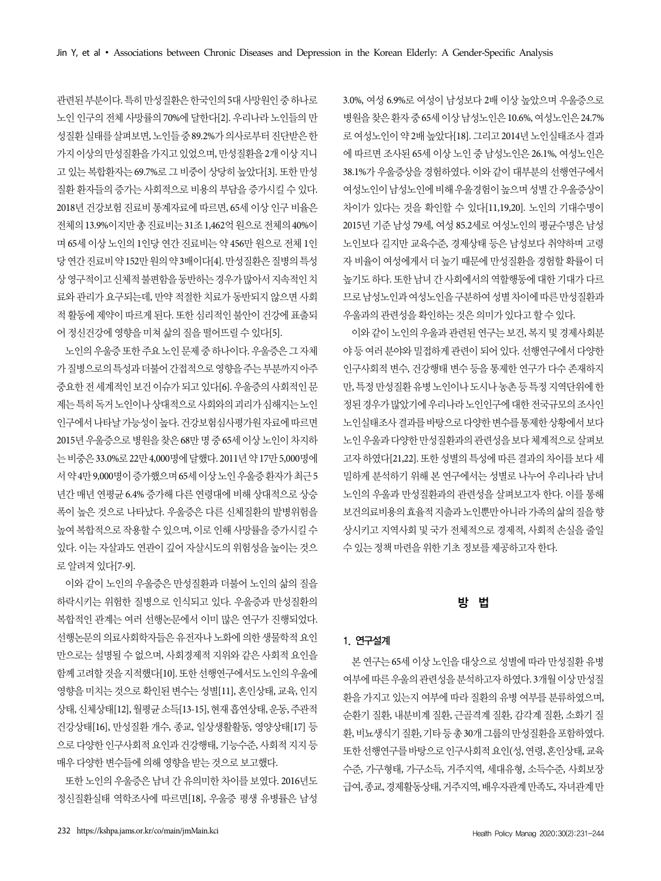관련된 부분이다. 특히 만성질환은 한국인의 5대 사망원인 중 하나로 노인 인구의 전체 사망률의 70%에 달한다[2]. 우리나라 노인들의 만성질환 실태를 살펴보면, 노인들 중 89.2%가 의사로부터 진단받은 한 가지 이상의 만성질환을 가지고 있었으며, 만성질환을 2개 이상 지니고 있는 복합환자는 69.7%로 그 비중이 상당히 높았다[3]. 또한 만성질환 환자들의 증가는 사회적으로 비용의 부담을 증가시킬 수 있다. 2018년 건강보험 진료비 통계자료에 따르면, 65세 이상 인구 비율은 전체의 13.9%이지만 총 진료비는 31조 1,462억 원으로 전체의 40%이며 65세 이상 노인의 1인당 연간 진료비는 약 456만 원으로 전체 1인당 연간 진료비 약 152만 원의 약 3배이다[4]. 만성질환은 질병의 특성상 영구적이고 신체적 불편함을 동반하는 경우가 많아서 지속적인 치료와 관리가 요구되는데, 만약 적절한 치료가 동반되지 않으면 사회적 활동에 제약이 따르게 된다. 또한 심리적인 불안이 건강에 표출되어 정신건강에 영향을 미쳐 삶의 질을 떨어뜨릴 수 있다[5].

노인의 우울증 또한 주요 노인 문제 중 하나이다. 우울증은 그 자체가 질병으로의 특성과 더불어 간접적으로 영향을 주는 부분까지 아주 중요한 전 세계적인 보건 이슈가 되고 있다[6]. 우울증의 사회적인 문제는 특히 독거 노인이나 상대적으로 사회와의 괴리가 심해지는 노인 인구에서 나타날 가능성이 높다. 건강보험심사평가원 자료에 따르면 2015년 우울증으로 병원을 찾은 68만 명 중 65세 이상 노인이 차지하는 비중은 33.0%로 22만 4,000명에 달했다. 2011년 약 17만 5,000명에서 약 4만 9,000명이 증가했으며 65세 이상 노인 우울증 환자가 최근 5년간 매년 연평균 6.4% 증가해 다른 연령대에 비해 상대적으로 상승폭이 높은 것으로 나타났다. 우울증은 다른 신체질환의 발병위험을 높여 복합적으로 작용할 수 있으며, 이로 인해 사망률을 증가시킬 수 있다. 이는 자살과도 연관이 깊어 자살시도의 위험성을 높이는 것으로 알려져 있다[7-9].

이와 같이 노인의 우울증은 만성질환과 더불어 노인의 삶의 질을 하락시키는 위험한 질병으로 인식되고 있다. 우울증과 만성질환의 복합적인 관계는 여러 선행논문에서 이미 많은 연구가 진행되었다. 선행논문의 의료사회학자들은 유전자나 노화에 의한 생물학적 요인만으로는 설명될 수 없으며, 사회경제적 지위와 같은 사회적 요인을 함께 고려할 것을 지적했다[10]. 또한 선행연구에서도 노인의 우울에 영향을 미치는 것으로 확인된 변수는 성별[11], 혼인상태, 교육, 인지상태, 신체상태[12], 월평균 소득[13-15], 현재 흡연상태, 운동, 주관적 건강상태[16], 만성질환 개수, 종교, 일상생활활동, 영양상태[17] 등으로 다양한 인구사회적 요인과 건강행태, 기능수준, 사회적 지지 등 매우 다양한 변수들에 의해 영향을 받는 것으로 보고했다.

또한 노인의 우울증은 남녀 간 유의미한 차이를 보였다. 2016년도 정신질환실태 역학조사에 따르면[18], 우울증 평생 유병률은 남성 3.0%, 여성 6.9%로 여성이 남성보다 2배 이상 높았으며 우울증으로 병원을 찾은 환자 중 65세 이상 남성노인은 10.6%, 여성노인은 24.7%로 여성노인이 약 2배 높았다[18]. 그리고 2014년 노인실태조사 결과에 따르면 조사된 65세 이상 노인 중 남성노인은 26.1%, 여성노인은 38.1%가 우울증상을 경험하였다. 이와 같이 대부분의 선행연구에서 여성노인이 남성노인에 비해 우울경험이 높으며 성별 간 우울증상이 차이가 있다는 것을 확인할 수 있다[11,19,20]. 노인의 기대수명이 2015년 기준 남성 79세, 여성 85.2세로 여성노인의 평균수명은 남성노인보다 길지만 교육수준, 경제상태 등은 남성보다 취약하며 고령자 비율이 여성에게서 더 높기 때문에 만성질환을 경험할 확률이 더 높기도 하다. 또한 남녀 간 사회에서의 역할행동에 대한 기대가 다르므로 남성노인과 여성노인을 구분하여 성별 차이에 따른 만성질환과 우울과의 관련성을 확인하는 것은 의미가 있다고 할 수 있다.

이와 같이 노인의 우울과 관련된 연구는 보건, 복지 및 경제사회분야 등 여러 분야와 밀접하게 관련이 되어 있다. 선행연구에서 다양한 인구사회적 변수, 건강행태 변수 등을 통제한 연구가 다수 존재하지만, 특정 만성질환 유병 노인이나 도시나 농촌 등 특정 지역단위에 한정된 경우가 많았기에 우리나라 노인인구에 대한 전국규모의 조사인 노인실태조사 결과를 바탕으로 다양한 변수를 통제한 상황에서 보다 노인 우울과 다양한 만성질환과의 관련성을 보다 체계적으로 살펴보고자 하였다[21,22]. 또한 성별의 특성에 따른 결과의 차이를 보다 세밀하게 분석하기 위해 본 연구에서는 성별로 나누어 우리나라 남녀 노인의 우울과 만성질환과의 관련성을 살펴보고자 한다. 이를 통해 보건의료비용의 효율적 지출과 노인뿐만 아니라 가족의 삶의 질을 향상시키고 지역사회 및 국가 전체적으로 경제적, 사회적 손실을 줄일 수 있는 정책 마련을 위한 기초 정보를 제공하고자 한다.

## 방 법

### 1. 연구설계

본 연구는 65세 이상 노인을 대상으로 성별에 따라 만성질환 유병 여부에 따른 우울의 관련성을 분석하고자 하였다. 3개월 이상 만성질환을 가지고 있는지 여부에 따라 질환의 유병 여부를 분류하였으며, 순환기 질환, 내분비계 질환, 근골격계 질환, 감각계 질환, 소화기 질환, 비뇨생식기 질환, 기타 등 총 30개 그룹의 만성질환을 포함하였다. 또한 선행연구를 바탕으로 인구사회적 요인(성, 연령, 혼인상태, 교육수준, 가구형태, 가구소득, 거주지역, 세대유형, 소득수준, 사회보장급여, 종교, 경제활동상태, 거주지역, 배우자관계 만족도, 자녀관계 만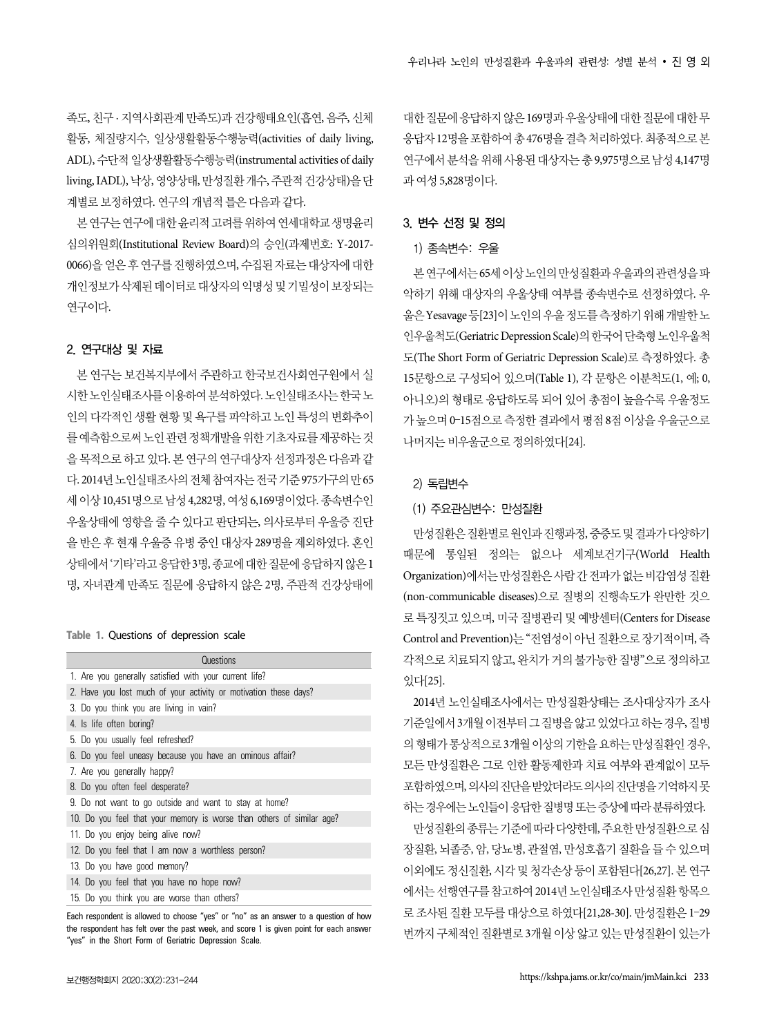족도, 친구·지역사회관계 만족도)과 건강행태요인(흡연, 음주, 신체활동, 체질량지수, 일상생활활동수행능력(activities of daily living, ADL), 수단적 일상생활활동수행능력(instrumental activities of daily living, IADL), 낙상, 영양상태, 만성질환 개수, 주관적 건강상태)을 단계별로 보정하였다. 연구의 개념적 틀은 다음과 같다.

본 연구는 연구에 대한 윤리적 고려를 위하여 연세대학교 생명윤리심의위원회(Institutional Review Board)의 승인(과제번호: Y-2017-0066)을 얻은 후 연구를 진행하였으며, 수집된 자료는 대상자에 대한 개인정보가 삭제된 데이터로 대상자의 익명성 및 기밀성이 보장되는 연구이다.

## 2. 연구대상 및 자료

본 연구는 보건복지부에서 주관하고 한국보건사회연구원에서 실시한 노인실태조사를 이용하여 분석하였다. 노인실태조사는 한국 노인의 다각적인 생활 현황 및 욕구를 파악하고 노인 특성의 변화추이를 예측함으로써 노인 관련 정책개발을 위한 기초자료를 제공하는 것을 목적으로 하고 있다. 본 연구의 연구대상자 선정과정은 다음과 같다. 2014년 노인실태조사의 전체 참여자는 전국 기준 975가구의 만 65세 이상 10,451명으로 남성 4,282명, 여성 6,169명이었다. 종속변수인 우울상태에 영향을 줄 수 있다고 판단되는, 의사로부터 우울증 진단을 받은 후 현재 우울증 유병 중인 대상자 289명을 제외하였다. 혼인상태에서 '기타'라고 응답한 3명, 종교에 대한 질문에 응답하지 않은 1명, 자녀관계 만족도 질문에 응답하지 않은 2명, 주관적 건강상태에 대한 질문에 응답하지 않은 169명과 우울상태에 대한 질문에 대한 무응답자 12명을 포함하여 총 476명을 결측 처리하였다. 최종적으로 본 연구에서 분석을 위해 사용된 대상자는 총 9,975명으로 남성 4,147명과 여성 5,828명이다.

**Table 1.** Questions of depression scale

| Questions |
|---|
| 1. Are you generally satisfied with your current life? |
| 2. Have you lost much of your activity or motivation these days? |
| 3. Do you think you are living in vain? |
| 4. Is life often boring? |
| 5. Do you usually feel refreshed? |
| 6. Do you feel uneasy because you have an ominous affair? |
| 7. Are you generally happy? |
| 8. Do you often feel desperate? |
| 9. Do not want to go outside and want to stay at home? |
| 10. Do you feel that your memory is worse than others of similar age? |
| 11. Do you enjoy being alive now? |
| 12. Do you feel that I am now a worthless person? |
| 13. Do you have good memory? |
| 14. Do you feel that you have no hope now? |
| 15. Do you think you are worse than others? |

Each respondent is allowed to choose "yes" or "no" as an answer to a question of how the respondent has felt over the past week, and score 1 is given point for each answer "yes" in the Short Form of Geriatric Depression Scale.

## 3. 변수 선정 및 정의

### 1) 종속변수: 우울

본 연구에서는 65세 이상 노인의 만성질환과 우울과의 관련성을 파악하기 위해 대상자의 우울상태 여부를 종속변수로 선정하였다. 우울은 Yesavage 등[23]이 노인의 우울 정도를 측정하기 위해 개발한 노인우울척도(Geriatric Depression Scale)의 한국어 단축형 노인우울척도(The Short Form of Geriatric Depression Scale)로 측정하였다. 총 15문항으로 구성되어 있으며(Table 1), 각 문항은 이분척도(1, 예; 0, 아니오)의 형태로 응답하도록 되어 있어 총점이 높을수록 우울정도가 높으며 0–15점으로 측정한 결과에서 평점 8점 이상을 우울군으로 나머지는 비우울군으로 정의하였다[24].

### 2) 독립변수

#### (1) 주요관심변수: 만성질환

만성질환은 질환별로 원인과 진행과정, 중증도 및 결과가 다양하기 때문에 통일된 정의는 없으나 세계보건기구(World Health Organization)에서는 만성질환은 사람 간 전파가 없는 비감염성 질환(non-communicable diseases)으로 질병의 진행속도가 완만한 것으로 특징짓고 있으며, 미국 질병관리 및 예방센터(Centers for Disease Control and Prevention)는 "전염성이 아닌 질환으로 장기적이며, 즉각적으로 치료되지 않고, 완치가 거의 불가능한 질병"으로 정의하고 있다[25].

2014년 노인실태조사에서는 만성질환상태는 조사대상자가 조사기준일에서 3개월 이전부터 그 질병을 앓고 있었다고 하는 경우, 질병의 형태가 통상적으로 3개월 이상의 기한을 요하는 만성질환인 경우, 모든 만성질환은 그로 인한 활동제한과 치료 여부와 관계없이 모두 포함하였으며, 의사의 진단을 받았더라도 의사의 진단명을 기억하지 못하는 경우에는 노인들이 응답한 질병명 또는 증상에 따라 분류하였다.

만성질환의 종류는 기준에 따라 다양한데, 주요한 만성질환으로 심장질환, 뇌졸중, 암, 당뇨병, 관절염, 만성호흡기 질환을 들 수 있으며 이외에도 정신질환, 시각 및 청각손상 등이 포함된다[26,27]. 본 연구에서는 선행연구를 참고하여 2014년 노인실태조사 만성질환 항목으로 조사된 질환 모두를 대상으로 하였다[21,28-30]. 만성질환은 1–29번까지 구체적인 질환별로 3개월 이상 앓고 있는 만성질환이 있는가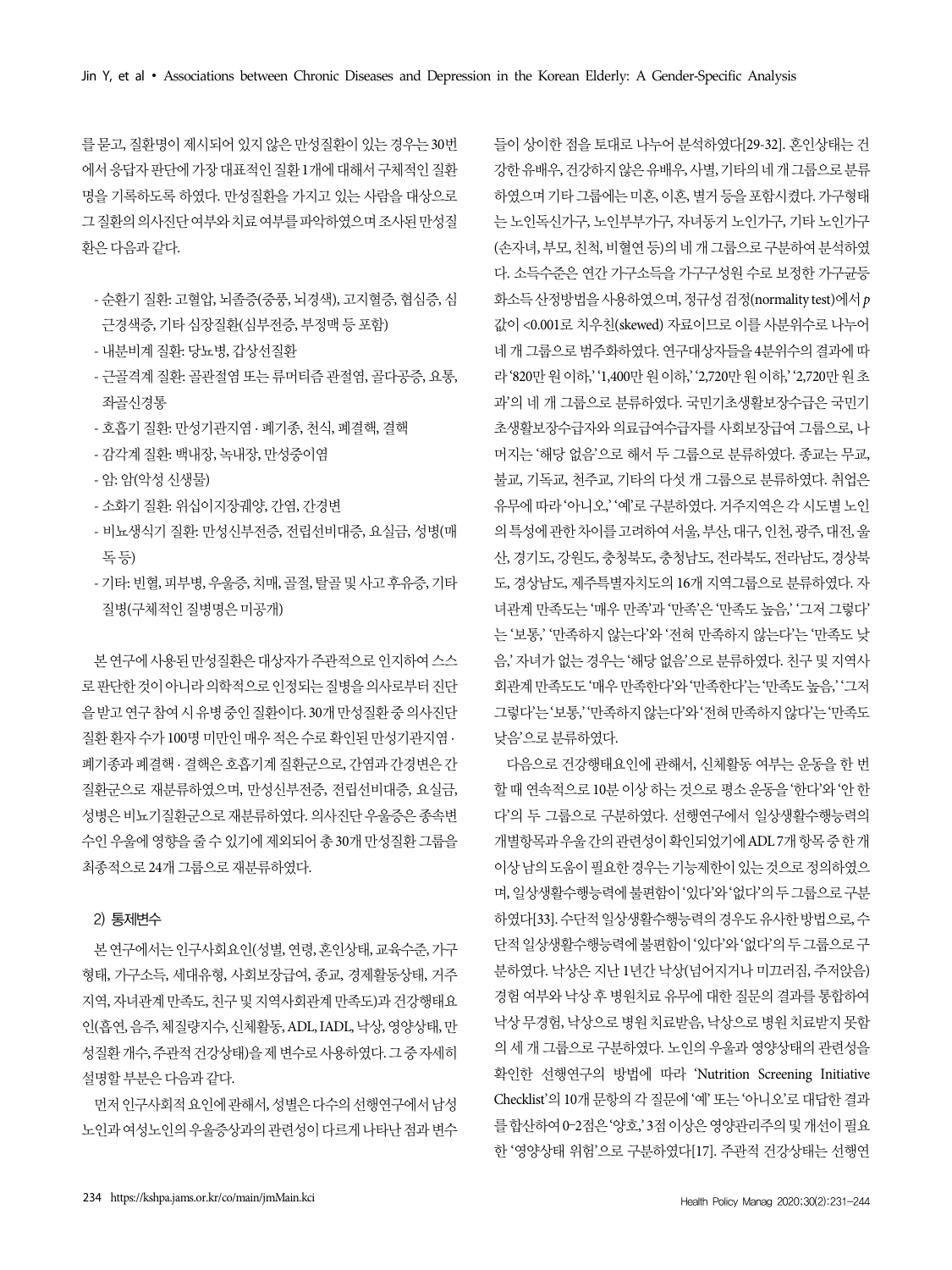를 묻고, 질환명이 제시되어 있지 않은 만성질환이 있는 경우는 30번에서 응답자 판단에 가장 대표적인 질환 1개에 대해서 구체적인 질환명을 기록하도록 하였다. 만성질환을 가지고 있는 사람을 대상으로 그 질환의 의사진단 여부와 치료 여부를 파악하였으며 조사된 만성질환은 다음과 같다.

- 순환기 질환: 고혈압, 뇌졸중(중풍, 뇌경색), 고지혈증, 협심증, 심근경색증, 기타 심장질환(심부전증, 부정맥 등 포함)
- 내분비계 질환: 당뇨병, 갑상선질환
- 근골격계 질환: 골관절염 또는 류머티즘 관절염, 골다공증, 요통, 좌골신경통
- 호흡기 질환: 만성기관지염 · 폐기종, 천식, 폐결핵, 결핵
- 감각계 질환: 백내장, 녹내장, 만성중이염
- 암: 암(악성 신생물)
- 소화기 질환: 위십이지장궤양, 간염, 간경변
- 비뇨생식기 질환: 만성신부전증, 전립선비대증, 요실금, 성병(매독 등)
- 기타: 빈혈, 피부병, 우울증, 치매, 골절, 탈골 및 사고 후유증, 기타 질병(구체적인 질병명은 미공개)

본 연구에 사용된 만성질환은 대상자가 주관적으로 인지하여 스스로 판단한 것이 아니라 의학적으로 인정되는 질병을 의사로부터 진단을 받고 연구 참여 시 유병 중인 질환이다. 30개 만성질환 중 의사진단 질환 환자 수가 100명 미만인 매우 적은 수로 확인된 만성기관지염 · 폐기종과 폐결핵 · 결핵은 호흡기계 질환군으로, 간염과 간경변은 간질환군으로 재분류하였으며, 만성신부전증, 전립선비대증, 요실금, 성병은 비뇨기질환군으로 재분류하였다. 의사진단 우울증은 종속변수인 우울에 영향을 줄 수 있기에 제외되어 총 30개 만성질환 그룹을 최종적으로 24개 그룹으로 재분류하였다.

#### 2) 통제변수

본 연구에서는 인구사회요인(성별, 연령, 혼인상태, 교육수준, 가구형태, 가구소득, 세대유형, 사회보장급여, 종교, 경제활동상태, 거주지역, 자녀관계 만족도, 친구 및 지역사회관계 만족도)과 건강행태요인(흡연, 음주, 체질량지수, 신체활동, ADL, IADL, 낙상, 영양상태, 만성질환 개수, 주관적 건강상태)을 제 변수로 사용하였다. 그 중 자세히 설명할 부분은 다음과 같다.

먼저 인구사회적 요인에 관해서, 성별은 다수의 선행연구에서 남성노인과 여성노인의 우울증상과의 관련성이 다르게 나타난 점과 변수들이 상이한 점을 토대로 나누어 분석하였다[29-32]. 혼인상태는 건강한 유배우, 건강하지 않은 유배우, 사별, 기타의 네 개 그룹으로 분류하였으며 기타 그룹에는 미혼, 이혼, 별거 등을 포함시켰다. 가구형태는 노인독신가구, 노인부부가구, 자녀동거 노인가구, 기타 노인가구(손자녀, 부모, 친척, 비혈연 등)의 네 개 그룹으로 구분하여 분석하였다. 소득수준은 연간 가구소득을 가구구성원 수로 보정한 가구균등화소득 산정방법을 사용하였으며, 정규성 검정(normality test)에서 $p$값이 <0.001로 치우친(skewed) 자료이므로 이를 사분위수로 나누어 네 개 그룹으로 범주화하였다. 연구대상자들을 4분위수의 결과에 따라 '820만 원 이하,' '1,400만 원 이하,' '2,720만 원 이하,' '2,720만 원 초과'의 네 개 그룹으로 분류하였다. 국민기초생활보장수급은 국민기초생활보장수급자와 의료급여수급자를 사회보장급여 그룹으로, 나머지는 '해당 없음'으로 해서 두 그룹으로 분류하였다. 종교는 무교, 불교, 기독교, 천주교, 기타의 다섯 개 그룹으로 분류하였다. 취업은 유무에 따라 '아니오,' '예'로 구분하였다. 거주지역은 각 시도별 노인의 특성에 관한 차이를 고려하여 서울, 부산, 대구, 인천, 광주, 대전, 울산, 경기도, 강원도, 충청북도, 충청남도, 전라북도, 전라남도, 경상북도, 경상남도, 제주특별자치도의 16개 지역그룹으로 분류하였다. 자녀관계 만족도는 '매우 만족'과 '만족'은 '만족도 높음,' '그저 그렇다'는 '보통,' '만족하지 않는다'와 '전혀 만족하지 않는다'는 '만족도 낮음,' 자녀가 없는 경우는 '해당 없음'으로 분류하였다. 친구 및 지역사회관계 만족도도 '매우 만족한다'와 '만족한다'는 '만족도 높음,' '그저 그렇다'는 '보통,' '만족하지 않는다'와 '전혀 만족하지 않다'는 '만족도 낮음'으로 분류하였다.

다음으로 건강행태요인에 관해서, 신체활동 여부는 운동을 한 번 할 때 연속적으로 10분 이상 하는 것으로 평소 운동을 '한다'와 '안 한다'의 두 그룹으로 구분하였다. 선행연구에서 일상생활수행능력의 개별항목과 우울 간의 관련성이 확인되었기에 ADL 7개 항목 중 한 개 이상 남의 도움이 필요한 경우는 기능제한이 있는 것으로 정의하였으며, 일상생활수행능력에 불편함이 '있다'와 '없다'의 두 그룹으로 구분하였다[33]. 수단적 일상생활수행능력의 경우도 유사한 방법으로, 수단적 일상생활수행능력에 불편함이 '있다'와 '없다'의 두 그룹으로 구분하였다. 낙상은 지난 1년간 낙상(넘어지거나 미끄러짐, 주저앉음) 경험 여부와 낙상 후 병원치료 유무에 대한 질문의 결과를 통합하여 낙상 무경험, 낙상으로 병원 치료받음, 낙상으로 병원 치료받지 못함의 세 개 그룹으로 구분하였다. 노인의 우울과 영양상태의 관련성을 확인한 선행연구의 방법에 따라 'Nutrition Screening Initiative Checklist'의 10개 문항의 각 질문에 '예' 또는 '아니오'로 대답한 결과를 합산하여 0–2점은 '양호,' 3점 이상은 영양관리주의 및 개선이 필요한 '영양상태 위험'으로 구분하였다[17]. 주관적 건강상태는 선행연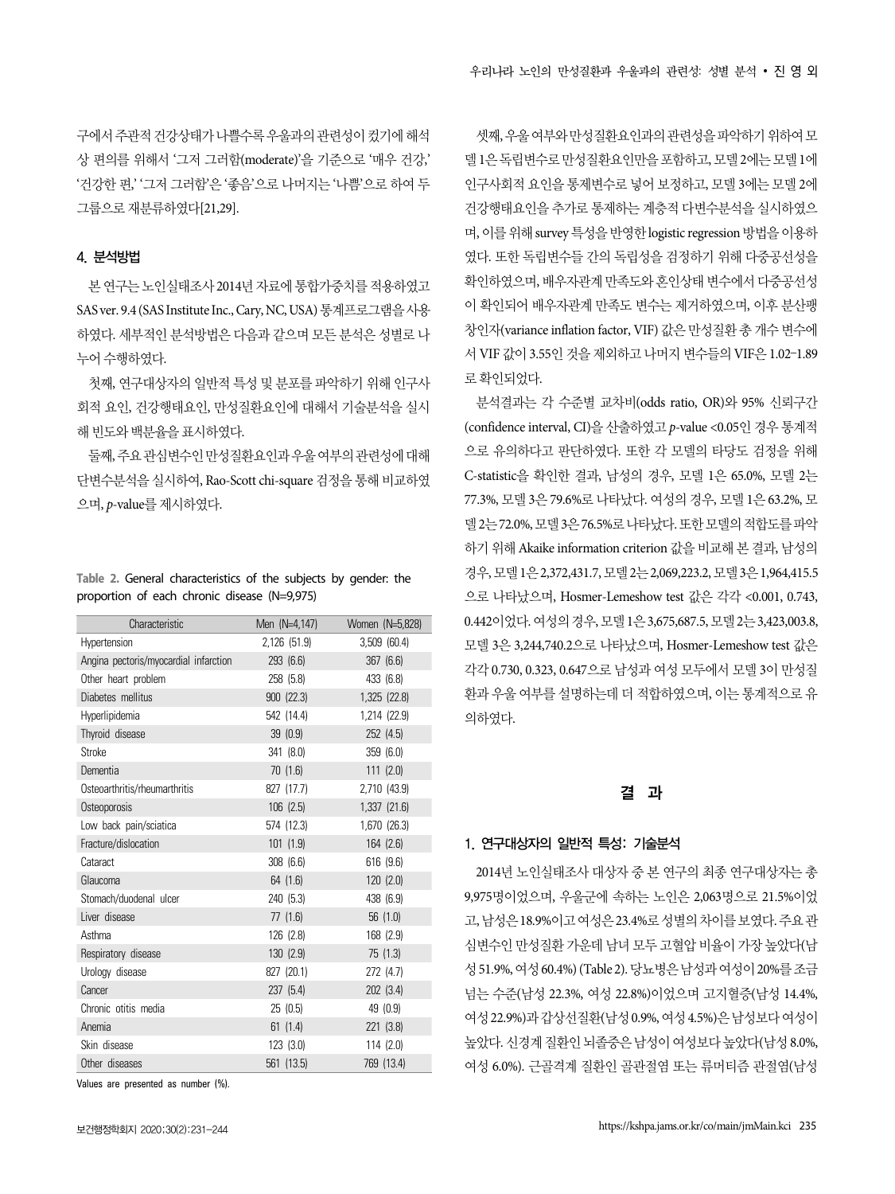구에서 주관적 건강상태가 나쁠수록 우울과의 관련성이 컸기에 해석상 편의를 위해서 '그저 그러함(moderate)'을 기준으로 '매우 건강,' '건강한 편,' '그저 그러함'은 '좋음'으로 나머지는 '나쁨'으로 하여 두 그룹으로 재분류하였다[21,29].

### 4. 분석방법

본 연구는 노인실태조사 2014년 자료에 통합가중치를 적용하였고 SAS ver. 9.4 (SAS Institute Inc., Cary, NC, USA) 통계프로그램을 사용하였다. 세부적인 분석방법은 다음과 같으며 모든 분석은 성별로 나누어 수행하였다.

첫째, 연구대상자의 일반적 특성 및 분포를 파악하기 위해 인구사회적 요인, 건강행태요인, 만성질환요인에 대해서 기술분석을 실시해 빈도와 백분율을 표시하였다.

둘째, 주요 관심변수인 만성질환요인과 우울 여부의 관련성에 대해 단변수분석을 실시하여, Rao-Scott chi-square 검정을 통해 비교하였으며, *p*-value를 제시하였다.

**Table 2.** General characteristics of the subjects by gender: the proportion of each chronic disease (N=9,975)

| Characteristic | Men (N=4,147) | Women (N=5,828) |
|---|---|---|
| Hypertension | 2,126 (51.9) | 3,509 (60.4) |
| Angina pectoris/myocardial infarction | 293 (6.6) | 367 (6.6) |
| Other heart problem | 258 (5.8) | 433 (6.8) |
| Diabetes mellitus | 900 (22.3) | 1,325 (22.8) |
| Hyperlipidemia | 542 (14.4) | 1,214 (22.9) |
| Thyroid disease | 39 (0.9) | 252 (4.5) |
| Stroke | 341 (8.0) | 359 (6.0) |
| Dementia | 70 (1.6) | 111 (2.0) |
| Osteoarthritis/rheumarthritis | 827 (17.7) | 2,710 (43.9) |
| Osteoporosis | 106 (2.5) | 1,337 (21.6) |
| Low back pain/sciatica | 574 (12.3) | 1,670 (26.3) |
| Fracture/dislocation | 101 (1.9) | 164 (2.6) |
| Cataract | 308 (6.6) | 616 (9.6) |
| Glaucoma | 64 (1.6) | 120 (2.0) |
| Stomach/duodenal ulcer | 240 (5.3) | 438 (6.9) |
| Liver disease | 77 (1.6) | 56 (1.0) |
| Asthma | 126 (2.8) | 168 (2.9) |
| Respiratory disease | 130 (2.9) | 75 (1.3) |
| Urology disease | 827 (20.1) | 272 (4.7) |
| Cancer | 237 (5.4) | 202 (3.4) |
| Chronic otitis media | 25 (0.5) | 49 (0.9) |
| Anemia | 61 (1.4) | 221 (3.8) |
| Skin disease | 123 (3.0) | 114 (2.0) |
| Other diseases | 561 (13.5) | 769 (13.4) |

Values are presented as number (%).

셋째, 우울 여부와 만성질환요인과의 관련성을 파악하기 위하여 모델 1은 독립변수로 만성질환요인만을 포함하고, 모델 2에는 모델 1에 인구사회적 요인을 통제변수로 넣어 보정하고, 모델 3에는 모델 2에 건강행태요인을 추가로 통제하는 계층적 다변수분석을 실시하였으며, 이를 위해 survey 특성을 반영한 logistic regression 방법을 이용하였다. 또한 독립변수들 간의 독립성을 검정하기 위해 다중공선성을 확인하였으며, 배우자관계 만족도와 혼인상태 변수에서 다중공선성이 확인되어 배우자관계 만족도 변수는 제거하였으며, 이후 분산팽창인자(variance inflation factor, VIF) 값은 만성질환 총 개수 변수에서 VIF 값이 3.55인 것을 제외하고 나머지 변수들의 VIF은 1.02–1.89로 확인되었다.

분석결과는 각 수준별 교차비(odds ratio, OR)와 95% 신뢰구간(confidence interval, CI)을 산출하였고 *p*-value <0.05인 경우 통계적으로 유의하다고 판단하였다. 또한 각 모델의 타당도 검정을 위해 C-statistic을 확인한 결과, 남성의 경우, 모델 1은 65.0%, 모델 2는 77.3%, 모델 3은 79.6%로 나타났다. 여성의 경우, 모델 1은 63.2%, 모델 2는 72.0%, 모델 3은 76.5%로 나타났다. 또한 모델의 적합도를 파악하기 위해 Akaike information criterion 값을 비교해 본 결과, 남성의 경우, 모델 1은 2,372,431.7, 모델 2는 2,069,223.2, 모델 3은 1,964,415.5으로 나타났으며, Hosmer-Lemeshow test 값은 각각 <0.001, 0.743, 0.442이었다. 여성의 경우, 모델 1은 3,675,687.5, 모델 2는 3,423,003.8, 모델 3은 3,244,740.2으로 나타났으며, Hosmer-Lemeshow test 값은 각각 0.730, 0.323, 0.647으로 남성과 여성 모두에서 모델 3이 만성질환과 우울 여부를 설명하는데 더 적합하였으며, 이는 통계적으로 유의하였다.

## 결 과

### 1. 연구대상자의 일반적 특성: 기술분석

2014년 노인실태조사 대상자 중 본 연구의 최종 연구대상자는 총 9,975명이었으며, 우울군에 속하는 노인은 2,063명으로 21.5%이었고, 남성은 18.9%이고 여성은 23.4%로 성별의 차이를 보였다. 주요 관심변수인 만성질환 가운데 남녀 모두 고혈압 비율이 가장 높았다(남성 51.9%, 여성 60.4%) (Table 2). 당뇨병은 남성과 여성이 20%를 조금 넘는 수준(남성 22.3%, 여성 22.8%)이었으며 고지혈증(남성 14.4%, 여성 22.9%)과 갑상선질환(남성 0.9%, 여성 4.5%)은 남성보다 여성이 높았다. 신경계 질환인 뇌졸중은 남성이 여성보다 높았다(남성 8.0%, 여성 6.0%). 근골격계 질환인 골관절염 또는 류머티즘 관절염(남성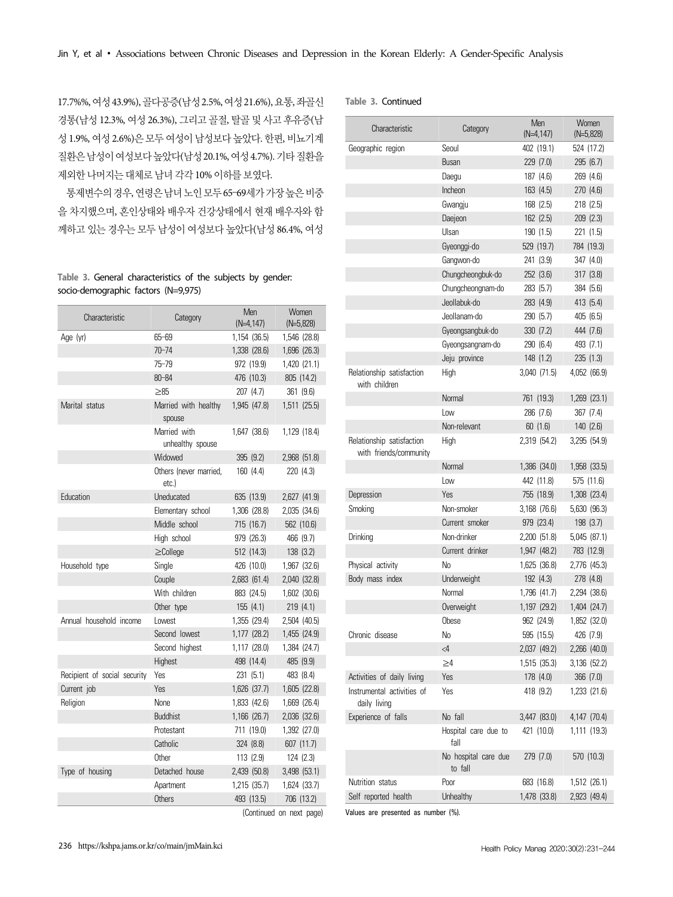17.7%%, 여성 43.9%), 골다공증(남성 2.5%, 여성 21.6%), 요통, 좌골신경통(남성 12.3%, 여성 26.3%), 그리고 골절, 탈골 및 사고 후유증(남성 1.9%, 여성 2.6%)은 모두 여성이 남성보다 높았다. 한편, 비뇨기계 질환은 남성이 여성보다 높았다(남성 20.1%, 여성 4.7%). 기타 질환을 제외한 나머지는 대체로 남녀 각각 10% 이하를 보였다.

통제변수의 경우, 연령은 남녀 노인 모두 65–69세가 가장 높은 비중을 차지했으며, 혼인상태와 배우자 건강상태에서 현재 배우자와 함께하고 있는 경우는 모두 남성이 여성보다 높았다(남성 86.4%, 여성

**Table 3.** General characteristics of the subjects by gender: socio-demographic factors (N=9,975)

| Characteristic | Category | Men (N=4,147) | Women (N=5,828) |
|---|---|---|---|
| Age (yr) | 65–69 | 1,154 (36.5) | 1,546 (28.8) |
| | 70–74 | 1,338 (28.6) | 1,696 (26.3) |
| | 75–79 | 972 (19.9) | 1,420 (21.1) |
| | 80–84 | 476 (10.3) | 805 (14.2) |
| | ≥85 | 207 (4.7) | 361 (9.6) |
| Marital status | Married with healthy spouse | 1,945 (47.8) | 1,511 (25.5) |
| | Married with unhealthy spouse | 1,647 (38.6) | 1,129 (18.4) |
| | Widowed | 395 (9.2) | 2,968 (51.8) |
| | Others (never married, etc.) | 160 (4.4) | 220 (4.3) |
| Education | Uneducated | 635 (13.9) | 2,627 (41.9) |
| | Elementary school | 1,306 (28.8) | 2,035 (34.6) |
| | Middle school | 715 (16.7) | 562 (10.6) |
| | High school | 979 (26.3) | 466 (9.7) |
| | ≥College | 512 (14.3) | 138 (3.2) |
| Household type | Single | 426 (10.0) | 1,967 (32.6) |
| | Couple | 2,683 (61.4) | 2,040 (32.8) |
| | With children | 883 (24.5) | 1,602 (30.6) |
| | Other type | 155 (4.1) | 219 (4.1) |
| Annual household income | Lowest | 1,355 (29.4) | 2,504 (40.5) |
| | Second lowest | 1,177 (28.2) | 1,455 (24.9) |
| | Second highest | 1,117 (28.0) | 1,384 (24.7) |
| | Highest | 498 (14.4) | 485 (9.9) |
| Recipient of social security | Yes | 231 (5.1) | 483 (8.4) |
| Current job | Yes | 1,626 (37.7) | 1,605 (22.8) |
| Religion | None | 1,833 (42.6) | 1,669 (26.4) |
| | Buddhist | 1,166 (26.7) | 2,036 (32.6) |
| | Protestant | 711 (19.0) | 1,392 (27.0) |
| | Catholic | 324 (8.8) | 607 (11.7) |
| | Other | 113 (2.9) | 124 (2.3) |
| Type of housing | Detached house | 2,439 (50.8) | 3,498 (53.1) |
| | Apartment | 1,215 (35.7) | 1,624 (33.7) |
| | Others | 493 (13.5) | 706 (13.2) |
| Geographic region | Seoul | 402 (19.1) | 524 (17.2) |
| | Busan | 229 (7.0) | 295 (6.7) |
| | Daegu | 187 (4.6) | 269 (4.6) |
| | Incheon | 163 (4.5) | 270 (4.6) |
| | Gwangju | 168 (2.5) | 218 (2.5) |
| | Daejeon | 162 (2.5) | 209 (2.3) |
| | Ulsan | 190 (1.5) | 221 (1.5) |
| | Gyeonggi-do | 529 (19.7) | 784 (19.3) |
| | Gangwon-do | 241 (3.9) | 347 (4.0) |
| | Chungcheongbuk-do | 252 (3.6) | 317 (3.8) |
| | Chungcheongnam-do | 283 (5.7) | 384 (5.6) |
| | Jeollabuk-do | 283 (4.9) | 413 (5.4) |
| | Jeollanam-do | 290 (5.7) | 405 (6.5) |
| | Gyeongsangbuk-do | 330 (7.2) | 444 (7.6) |
| | Gyeongsangnam-do | 290 (6.4) | 493 (7.1) |
| | Jeju province | 148 (1.2) | 235 (1.3) |
| Relationship satisfaction with children | High | 3,040 (71.5) | 4,052 (66.9) |
| | Normal | 761 (19.3) | 1,269 (23.1) |
| | Low | 286 (7.6) | 367 (7.4) |
| | Non-relevant | 60 (1.6) | 140 (2.6) |
| Relationship satisfaction with friends/community | High | 2,319 (54.2) | 3,295 (54.9) |
| | Normal | 1,386 (34.0) | 1,958 (33.5) |
| | Low | 442 (11.8) | 575 (11.6) |
| Depression | Yes | 755 (18.9) | 1,308 (23.4) |
| Smoking | Non-smoker | 3,168 (76.6) | 5,630 (96.3) |
| | Current smoker | 979 (23.4) | 198 (3.7) |
| Drinking | Non-drinker | 2,200 (51.8) | 5,045 (87.1) |
| | Current drinker | 1,947 (48.2) | 783 (12.9) |
| Physical activity | No | 1,625 (36.8) | 2,776 (45.3) |
| Body mass index | Underweight | 192 (4.3) | 278 (4.8) |
| | Normal | 1,796 (41.7) | 2,294 (38.6) |
| | Overweight | 1,197 (29.2) | 1,404 (24.7) |
| | Obese | 962 (24.9) | 1,852 (32.0) |
| Chronic disease | No | 595 (15.5) | 426 (7.9) |
| | <4 | 2,037 (49.2) | 2,266 (40.0) |
| | ≥4 | 1,515 (35.3) | 3,136 (52.2) |
| Activities of daily living | Yes | 178 (4.0) | 366 (7.0) |
| Instrumental activities of daily living | Yes | 418 (9.2) | 1,233 (21.6) |
| Experience of falls | No fall | 3,447 (83.0) | 4,147 (70.4) |
| | Hospital care due to fall | 421 (10.0) | 1,111 (19.3) |
| | No hospital care due to fall | 279 (7.0) | 570 (10.3) |
| Nutrition status | Poor | 683 (16.8) | 1,512 (26.1) |
| Self reported health | Unhealthy | 1,478 (33.8) | 2,923 (49.4) |

Values are presented as number (%).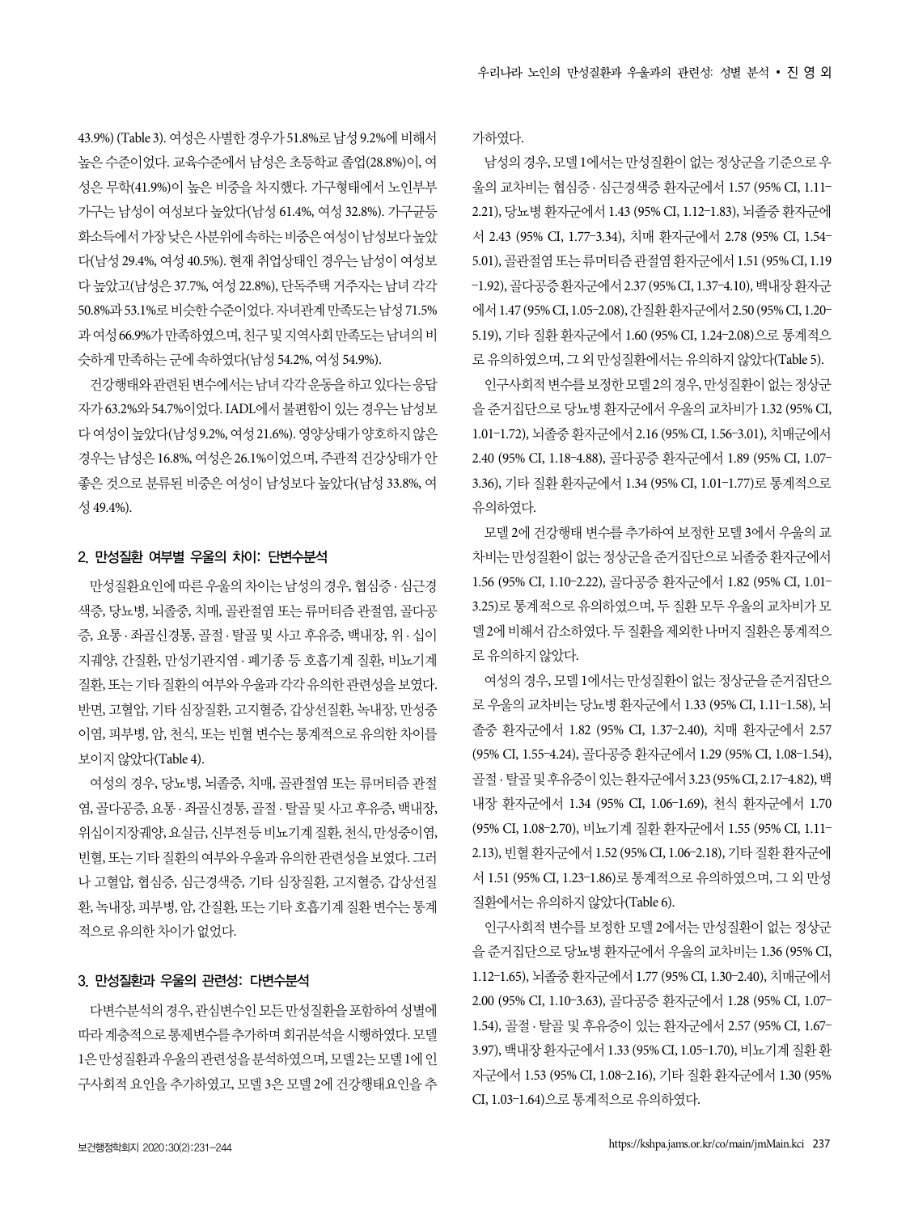43.9%) (Table 3). 여성은 사별한 경우가 51.8%로 남성 9.2%에 비해서 높은 수준이었다. 교육수준에서 남성은 초등학교 졸업(28.8%)이, 여성은 무학(41.9%)이 높은 비중을 차지했다. 가구형태에서 노인부부 가구는 남성이 여성보다 높았다(남성 61.4%, 여성 32.8%). 가구균등화소득에서 가장 낮은 사분위에 속하는 비중은 여성이 남성보다 높았다(남성 29.4%, 여성 40.5%). 현재 취업상태인 경우는 남성이 여성보다 높았고(남성은 37.7%, 여성 22.8%), 단독주택 거주자는 남녀 각각 50.8%과 53.1%로 비슷한 수준이었다. 자녀관계 만족도는 남성 71.5%과 여성 66.9%가 만족하였으며, 친구 및 지역사회 만족도는 남녀의 비슷하게 만족하는 군에 속하였다(남성 54.2%, 여성 54.9%).

건강행태와 관련된 변수에서는 남녀 각각 운동을 하고 있다는 응답자가 63.2%와 54.7%이었다. IADL에서 불편함이 있는 경우는 남성보다 여성이 높았다(남성 9.2%, 여성 21.6%). 영양상태가 양호하지 않은 경우는 남성은 16.8%, 여성은 26.1%이었으며, 주관적 건강상태가 안 좋은 것으로 분류된 비중은 여성이 남성보다 높았다(남성 33.8%, 여성 49.4%).

## 2. 만성질환 여부별 우울의 차이: 단변수분석

만성질환요인에 따른 우울의 차이는 남성의 경우, 협심증 · 심근경색증, 당뇨병, 뇌졸중, 치매, 골관절염 또는 류머티즘 관절염, 골다공증, 요통 · 좌골신경통, 골절 · 탈골 및 사고 후유증, 백내장, 위 · 십이지궤양, 간질환, 만성기관지염 · 폐기종 등 호흡기계 질환, 비뇨기계 질환, 또는 기타 질환의 여부와 우울과 각각 유의한 관련성을 보였다. 반면, 고혈압, 기타 심장질환, 고지혈증, 갑상선질환, 녹내장, 만성중이염, 피부병, 암, 천식, 또는 빈혈 변수는 통계적으로 유의한 차이를 보이지 않았다(Table 4).

여성의 경우, 당뇨병, 뇌졸중, 치매, 골관절염 또는 류머티즘 관절염, 골다공증, 요통 · 좌골신경통, 골절 · 탈골 및 사고 후유증, 백내장, 위십이지장궤양, 요실금, 신부전 등 비뇨기계 질환, 천식, 만성중이염, 빈혈, 또는 기타 질환의 여부와 우울과 유의한 관련성을 보였다. 그러나 고혈압, 협심증, 심근경색증, 기타 심장질환, 고지혈증, 갑상선질환, 녹내장, 피부병, 암, 간질환, 또는 기타 호흡기계 질환 변수는 통계적으로 유의한 차이가 없었다.

## 3. 만성질환과 우울의 관련성: 다변수분석

다변수분석의 경우, 관심변수인 모든 만성질환을 포함하여 성별에 따라 계층적으로 통제변수를 추가하며 회귀분석을 시행하였다. 모델 1은 만성질환과 우울의 관련성을 분석하였으며, 모델 2는 모델 1에 인구사회적 요인을 추가하였고, 모델 3은 모델 2에 건강행태요인을 추가하였다.

남성의 경우, 모델 1에서는 만성질환이 없는 정상군을 기준으로 우울의 교차비는 협심증 · 심근경색증 환자군에서 1.57 (95% CI, 1.11–2.21), 당뇨병 환자군에서 1.43 (95% CI, 1.12–1.83), 뇌졸중 환자군에서 2.43 (95% CI, 1.77–3.34), 치매 환자군에서 2.78 (95% CI, 1.54–5.01), 골관절염 또는 류머티즘 관절염 환자군에서 1.51 (95% CI, 1.19–1.92), 골다공증 환자군에서 2.37 (95% CI, 1.37–4.10), 백내장 환자군에서 1.47 (95% CI, 1.05–2.08), 간질환 환자군에서 2.50 (95% CI, 1.20–5.19), 기타 질환 환자군에서 1.60 (95% CI, 1.24–2.08)으로 통계적으로 유의하였으며, 그 외 만성질환에서는 유의하지 않았다(Table 5).

인구사회적 변수를 보정한 모델 2의 경우, 만성질환이 없는 정상군을 준거집단으로 당뇨병 환자군에서 우울의 교차비가 1.32 (95% CI, 1.01–1.72), 뇌졸중 환자군에서 2.16 (95% CI, 1.56–3.01), 치매군에서 2.40 (95% CI, 1.18–4.88), 골다공증 환자군에서 1.89 (95% CI, 1.07–3.36), 기타 질환 환자군에서 1.34 (95% CI, 1.01–1.77)로 통계적으로 유의하였다.

모델 2에 건강행태 변수를 추가하여 보정한 모델 3에서 우울의 교차비는 만성질환이 없는 정상군을 준거집단으로 뇌졸중 환자군에서 1.56 (95% CI, 1.10–2.22), 골다공증 환자군에서 1.82 (95% CI, 1.01–3.25)로 통계적으로 유의하였으며, 두 질환 모두 우울의 교차비가 모델 2에 비해서 감소하였다. 두 질환을 제외한 나머지 질환은 통계적으로 유의하지 않았다.

여성의 경우, 모델 1에서는 만성질환이 없는 정상군을 준거집단으로 우울의 교차비는 당뇨병 환자군에서 1.33 (95% CI, 1.11–1.58), 뇌졸중 환자군에서 1.82 (95% CI, 1.37–2.40), 치매 환자군에서 2.57 (95% CI, 1.55–4.24), 골다공증 환자군에서 1.29 (95% CI, 1.08–1.54), 골절 · 탈골 및 후유증이 있는 환자군에서 3.23 (95% CI, 2.17–4.82), 백내장 환자군에서 1.34 (95% CI, 1.06–1.69), 천식 환자군에서 1.70 (95% CI, 1.08–2.70), 비뇨기계 질환 환자군에서 1.55 (95% CI, 1.11–2.13), 빈혈 환자군에서 1.52 (95% CI, 1.06–2.18), 기타 질환 환자군에서 1.51 (95% CI, 1.23–1.86)로 통계적으로 유의하였으며, 그 외 만성질환에서는 유의하지 않았다(Table 6).

인구사회적 변수를 보정한 모델 2에서는 만성질환이 없는 정상군을 준거집단으로 당뇨병 환자군에서 우울의 교차비는 1.36 (95% CI, 1.12–1.65), 뇌졸중 환자군에서 1.77 (95% CI, 1.30–2.40), 치매군에서 2.00 (95% CI, 1.10–3.63), 골다공증 환자군에서 1.28 (95% CI, 1.07–1.54), 골절 · 탈골 및 후유증이 있는 환자군에서 2.57 (95% CI, 1.67–3.97), 백내장 환자군에서 1.33 (95% CI, 1.05–1.70), 비뇨기계 질환 환자군에서 1.53 (95% CI, 1.08–2.16), 기타 질환 환자군에서 1.30 (95% CI, 1.03–1.64)으로 통계적으로 유의하였다.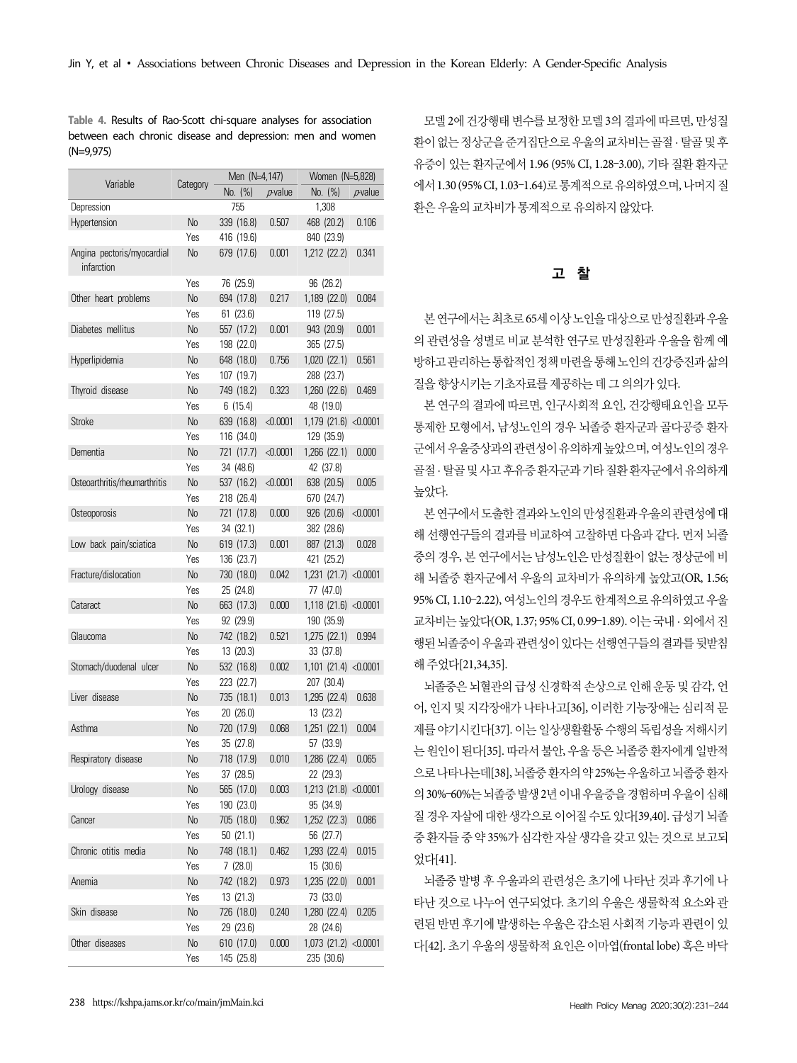**Table 4.** Results of Rao-Scott chi-square analyses for association between each chronic disease and depression: men and women (N=9,975)

| Variable | Category | Men (N=4,147) | | Women (N=5,828) | |
|---|---|---|---|---|---|
| | | No. (%) | *p*-value | No. (%) | *p*-value |
| Depression | | 755 | | 1,308 | |
| Hypertension | No | 339 (16.8) | 0.507 | 468 (20.2) | 0.106 |
| | Yes | 416 (19.6) | | 840 (23.9) | |
| Angina pectoris/myocardial infarction | No | 679 (17.6) | 0.001 | 1,212 (22.2) | 0.341 |
| | Yes | 76 (25.9) | | 96 (26.2) | |
| Other heart problems | No | 694 (17.8) | 0.217 | 1,189 (22.0) | 0.084 |
| | Yes | 61 (23.6) | | 119 (27.5) | |
| Diabetes mellitus | No | 557 (17.2) | 0.001 | 943 (20.9) | 0.001 |
| | Yes | 198 (22.0) | | 365 (27.5) | |
| Hyperlipidemia | No | 648 (18.0) | 0.756 | 1,020 (22.1) | 0.561 |
| | Yes | 107 (19.7) | | 288 (23.7) | |
| Thyroid disease | No | 749 (18.2) | 0.323 | 1,260 (22.6) | 0.469 |
| | Yes | 6 (15.4) | | 48 (19.0) | |
| Stroke | No | 639 (16.8) | <0.0001 | 1,179 (21.6) | <0.0001 |
| | Yes | 116 (34.0) | | 129 (35.9) | |
| Dementia | No | 721 (17.7) | <0.0001 | 1,266 (22.1) | 0.000 |
| | Yes | 34 (48.6) | | 42 (37.8) | |
| Osteoarthritis/rheumarthritis | No | 537 (16.2) | <0.0001 | 638 (20.5) | 0.005 |
| | Yes | 218 (26.4) | | 670 (24.7) | |
| Osteoporosis | No | 721 (17.8) | 0.000 | 926 (20.6) | <0.0001 |
| | Yes | 34 (32.1) | | 382 (28.6) | |
| Low back pain/sciatica | No | 619 (17.3) | 0.001 | 887 (21.3) | 0.028 |
| | Yes | 136 (23.7) | | 421 (25.2) | |
| Fracture/dislocation | No | 730 (18.0) | 0.042 | 1,231 (21.7) | <0.0001 |
| | Yes | 25 (24.8) | | 77 (47.0) | |
| Cataract | No | 663 (17.3) | 0.000 | 1,118 (21.6) | <0.0001 |
| | Yes | 92 (29.9) | | 190 (35.9) | |
| Glaucoma | No | 742 (18.2) | 0.521 | 1,275 (22.1) | 0.994 |
| | Yes | 13 (20.3) | | 33 (37.8) | |
| Stomach/duodenal ulcer | No | 532 (16.8) | 0.002 | 1,101 (21.4) | <0.0001 |
| | Yes | 223 (22.7) | | 207 (30.4) | |
| Liver disease | No | 735 (18.1) | 0.013 | 1,295 (22.4) | 0.638 |
| | Yes | 20 (26.0) | | 13 (23.2) | |
| Asthma | No | 720 (17.9) | 0.068 | 1,251 (22.1) | 0.004 |
| | Yes | 35 (27.8) | | 57 (33.9) | |
| Respiratory disease | No | 718 (17.9) | 0.010 | 1,286 (22.4) | 0.065 |
| | Yes | 37 (28.5) | | 22 (29.3) | |
| Urology disease | No | 565 (17.0) | 0.003 | 1,213 (21.8) | <0.0001 |
| | Yes | 190 (23.0) | | 95 (34.9) | |
| Cancer | No | 705 (18.0) | 0.962 | 1,252 (22.3) | 0.086 |
| | Yes | 50 (21.1) | | 56 (27.7) | |
| Chronic otitis media | No | 748 (18.1) | 0.462 | 1,293 (22.4) | 0.015 |
| | Yes | 7 (28.0) | | 15 (30.6) | |
| Anemia | No | 742 (18.2) | 0.973 | 1,235 (22.0) | 0.001 |
| | Yes | 13 (21.3) | | 73 (33.0) | |
| Skin disease | No | 726 (18.0) | 0.240 | 1,280 (22.4) | 0.205 |
| | Yes | 29 (23.6) | | 28 (24.6) | |
| Other diseases | No | 610 (17.0) | 0.000 | 1,073 (21.2) | <0.0001 |
| | Yes | 145 (25.8) | | 235 (30.6) | |

모델 2에 건강행태 변수를 보정한 모델 3의 결과에 따르면, 만성질환이 없는 정상군을 준거집단으로 우울의 교차비는 골절 · 탈골 및 후유증이 있는 환자군에서 1.96 (95% CI, 1.28–3.00), 기타 질환 환자군에서 1.30 (95% CI, 1.03–1.64)로 통계적으로 유의하였으며, 나머지 질환은 우울의 교차비가 통계적으로 유의하지 않았다.

## 고 찰

본 연구에서는 최초로 65세 이상 노인을 대상으로 만성질환과 우울의 관련성을 성별로 비교 분석한 연구로 만성질환과 우울을 함께 예방하고 관리하는 통합적인 정책 마련을 통해 노인의 건강증진과 삶의 질을 향상시키는 기초자료를 제공하는 데 그 의의가 있다.

본 연구의 결과에 따르면, 인구사회적 요인, 건강행태요인을 모두 통제한 모형에서, 남성노인의 경우 뇌졸중 환자군과 골다공증 환자군에서 우울증상과의 관련성이 유의하게 높았으며, 여성노인의 경우 골절 · 탈골 및 사고 후유증 환자군과 기타 질환 환자군에서 유의하게 높았다.

본 연구에서 도출한 결과와 노인의 만성질환과 우울의 관련성에 대해 선행연구들의 결과를 비교하여 고찰하면 다음과 같다. 먼저 뇌졸중의 경우, 본 연구에서는 남성노인은 만성질환이 없는 정상군에 비해 뇌졸중 환자군에서 우울의 교차비가 유의하게 높았고(OR, 1.56; 95% CI, 1.10–2.22), 여성노인의 경우도 한계적으로 유의하였고 우울 교차비는 높았다(OR, 1.37; 95% CI, 0.99–1.89). 이는 국내 · 외에서 진행된 뇌졸중이 우울과 관련성이 있다는 선행연구들의 결과를 뒷받침해 주었다[21,34,35].

뇌졸중은 뇌혈관의 급성 신경학적 손상으로 인해 운동 및 감각, 언어, 인지 및 지각장애가 나타나고[36], 이러한 기능장애는 심리적 문제를 야기시킨다[37]. 이는 일상생활활동 수행의 독립성을 저해시키는 원인이 된다[35]. 따라서 불안, 우울 등은 뇌졸중 환자에게 일반적으로 나타나는데[38], 뇌졸중 환자의 약 25%는 우울하고 뇌졸중 환자의 30%–60%는 뇌졸중 발생 2년 이내 우울증을 경험하며 우울이 심해질 경우 자살에 대한 생각으로 이어질 수도 있다[39,40]. 급성기 뇌졸중 환자들 중 약 35%가 심각한 자살 생각을 갖고 있는 것으로 보고되었다[41].

뇌졸중 발병 후 우울과의 관련성은 초기에 나타난 것과 후기에 나타난 것으로 나누어 연구되었다. 초기의 우울은 생물학적 요소와 관련된 반면 후기에 발생하는 우울은 감소된 사회적 기능과 관련이 있다[42]. 초기 우울의 생물학적 요인은 이마엽(frontal lobe) 혹은 바닥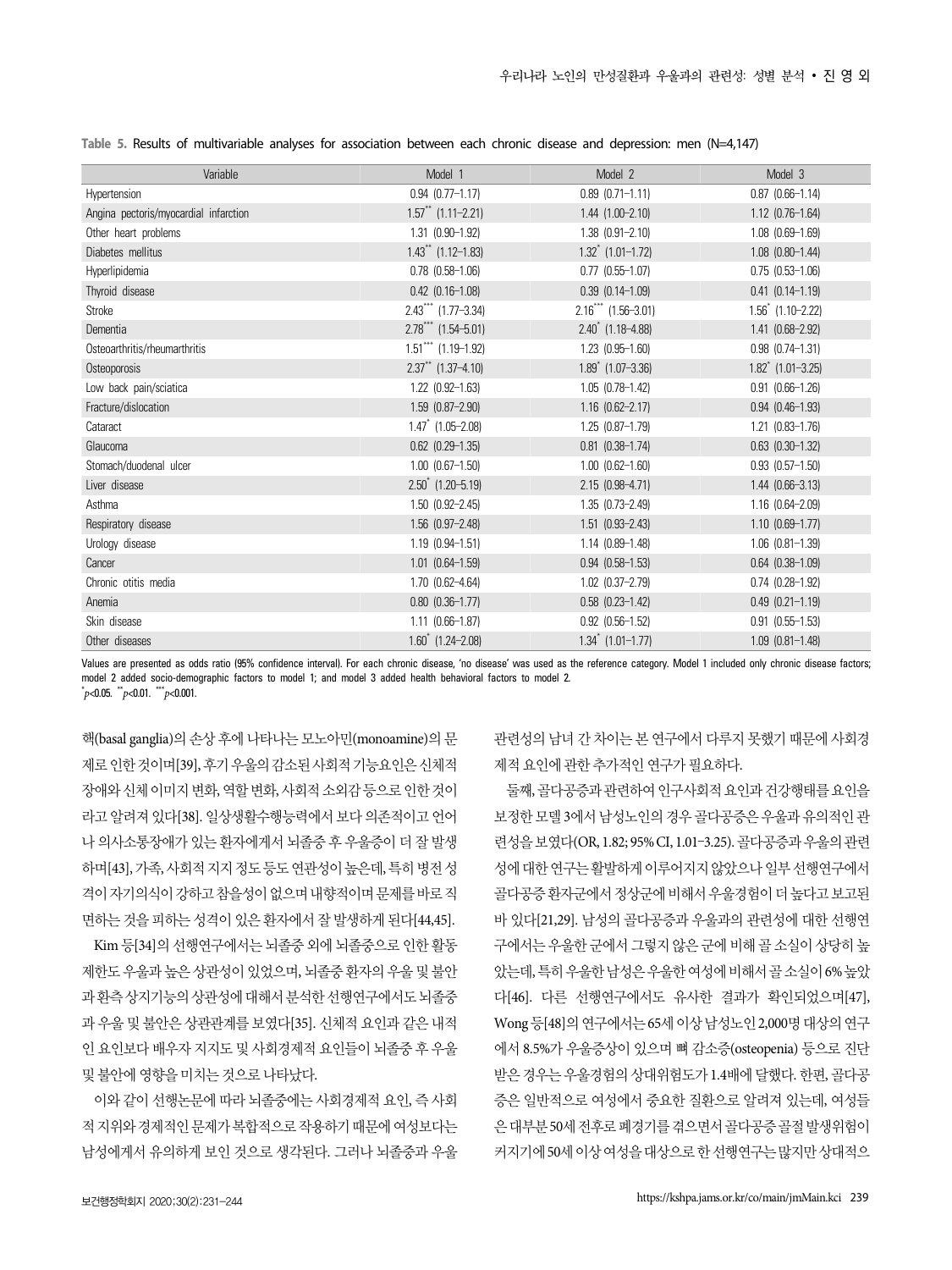**Table 5.** Results of multivariable analyses for association between each chronic disease and depression: men (N=4,147)

| Variable | Model 1 | Model 2 | Model 3 |
|---|---|---|---|
| Hypertension | 0.94 (0.77–1.17) | 0.89 (0.71–1.11) | 0.87 (0.66–1.14) |
| Angina pectoris/myocardial infarction | 1.57** (1.11–2.21) | 1.44 (1.00–2.10) | 1.12 (0.76–1.64) |
| Other heart problems | 1.31 (0.90–1.92) | 1.38 (0.91–2.10) | 1.08 (0.69–1.69) |
| Diabetes mellitus | 1.43** (1.12–1.83) | 1.32* (1.01–1.72) | 1.08 (0.80–1.44) |
| Hyperlipidemia | 0.78 (0.58–1.06) | 0.77 (0.55–1.07) | 0.75 (0.53–1.06) |
| Thyroid disease | 0.42 (0.16–1.08) | 0.39 (0.14–1.09) | 0.41 (0.14–1.19) |
| Stroke | 2.43*** (1.77–3.34) | 2.16*** (1.56–3.01) | 1.56* (1.10–2.22) |
| Dementia | 2.78*** (1.54–5.01) | 2.40* (1.18–4.88) | 1.41 (0.68–2.92) |
| Osteoarthritis/rheumarthritis | 1.51*** (1.19–1.92) | 1.23 (0.95–1.60) | 0.98 (0.74–1.31) |
| Osteoporosis | 2.37** (1.37–4.10) | 1.89* (1.07–3.36) | 1.82* (1.01–3.25) |
| Low back pain/sciatica | 1.22 (0.92–1.63) | 1.05 (0.78–1.42) | 0.91 (0.66–1.26) |
| Fracture/dislocation | 1.59 (0.87–2.90) | 1.16 (0.62–2.17) | 0.94 (0.46–1.93) |
| Cataract | 1.47* (1.05–2.08) | 1.25 (0.87–1.79) | 1.21 (0.83–1.76) |
| Glaucoma | 0.62 (0.29–1.35) | 0.81 (0.38–1.74) | 0.63 (0.30–1.32) |
| Stomach/duodenal ulcer | 1.00 (0.67–1.50) | 1.00 (0.62–1.60) | 0.93 (0.57–1.50) |
| Liver disease | 2.50* (1.20–5.19) | 2.15 (0.98–4.71) | 1.44 (0.66–3.13) |
| Asthma | 1.50 (0.92–2.45) | 1.35 (0.73–2.49) | 1.16 (0.64–2.09) |
| Respiratory disease | 1.56 (0.97–2.48) | 1.51 (0.93–2.43) | 1.10 (0.69–1.77) |
| Urology disease | 1.19 (0.94–1.51) | 1.14 (0.89–1.48) | 1.06 (0.81–1.39) |
| Cancer | 1.01 (0.64–1.59) | 0.94 (0.58–1.53) | 0.64 (0.38–1.09) |
| Chronic otitis media | 1.70 (0.62–4.64) | 1.02 (0.37–2.79) | 0.74 (0.28–1.92) |
| Anemia | 0.80 (0.36–1.77) | 0.58 (0.23–1.42) | 0.49 (0.21–1.19) |
| Skin disease | 1.11 (0.66–1.87) | 0.92 (0.56–1.52) | 0.91 (0.55–1.53) |
| Other diseases | 1.60* (1.24–2.08) | 1.34* (1.01–1.77) | 1.09 (0.81–1.48) |

Values are presented as odds ratio (95% confidence interval). For each chronic disease, 'no disease' was used as the reference category. Model 1 included only chronic disease factors; model 2 added socio-demographic factors to model 1; and model 3 added health behavioral factors to model 2.
*$p$<0.05. **$p$<0.01. ***$p$<0.001.

핵(basal ganglia)의 손상 후에 나타나는 모노아민(monoamine)의 문제로 인한 것이며[39], 후기 우울의 감소된 사회적 기능요인은 신체적 장애와 신체 이미지 변화, 역할 변화, 사회적 소외감 등으로 인한 것이라고 알려져 있다[38]. 일상생활수행능력에서 보다 의존적이고 언어나 의사소통장애가 있는 환자에게서 뇌졸중 후 우울증이 더 잘 발생하며[43], 가족, 사회적 지지 정도 등도 연관성이 높은데, 특히 병전 성격이 자기의식이 강하고 참을성이 없으며 내향적이며 문제를 바로 직면하는 것을 피하는 성격이 있은 환자에서 잘 발생하게 된다[44,45].

Kim 등[34]의 선행연구에서는 뇌졸중 외에 뇌졸중으로 인한 활동제한도 우울과 높은 상관성이 있었으며, 뇌졸중 환자의 우울 및 불안과 환측 상지기능의 상관성에 대해서 분석한 선행연구에서도 뇌졸중과 우울 및 불안은 상관관계를 보였다[35]. 신체적 요인과 같은 내적인 요인보다 배우자 지지도 및 사회경제적 요인들이 뇌졸중 후 우울 및 불안에 영향을 미치는 것으로 나타났다.

이와 같이 선행논문에 따라 뇌졸중에는 사회경제적 요인, 즉 사회적 지위와 경제적인 문제가 복합적으로 작용하기 때문에 여성보다는 남성에게서 유의하게 보인 것으로 생각된다. 그러나 뇌졸중과 우울 관련성의 남녀 간 차이는 본 연구에서 다루지 못했기 때문에 사회경제적 요인에 관한 추가적인 연구가 필요하다.

둘째, 골다공증과 관련하여 인구사회적 요인과 건강행태를 요인을 보정한 모델 3에서 남성노인의 경우 골다공증은 우울과 유의적인 관련성을 보였다(OR, 1.82; 95% CI, 1.01–3.25). 골다공증과 우울의 관련성에 대한 연구는 활발하게 이루어지지 않았으나 일부 선행연구에서 골다공증 환자군에서 정상군에 비해서 우울경험이 더 높다고 보고된 바 있다[21,29]. 남성의 골다공증과 우울과의 관련성에 대한 선행연구에서는 우울한 군에서 그렇지 않은 군에 비해 골 소실이 상당히 높았는데, 특히 우울한 남성은 우울한 여성에 비해서 골 소실이 6% 높았다[46]. 다른 선행연구에서도 유사한 결과가 확인되었으며[47], Wong 등[48]의 연구에서는 65세 이상 남성노인 2,000명 대상의 연구에서 8.5%가 우울증상이 있으며 뼈 감소증(osteopenia) 등으로 진단받은 경우는 우울경험의 상대위험도가 1.4배에 달했다. 한편, 골다공증은 일반적으로 여성에서 중요한 질환으로 알려져 있는데, 여성들은 대부분 50세 전후로 폐경기를 겪으면서 골다공증 골절 발생위험이 커지기에 50세 이상 여성을 대상으로 한 선행연구는 많지만 상대적으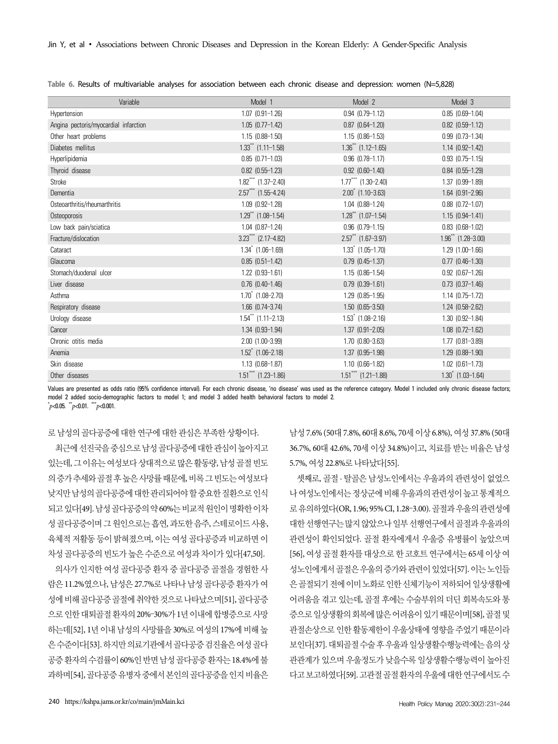**Table 6.** Results of multivariable analyses for association between each chronic disease and depression: women (N=5,828)

| Variable | Model 1 | Model 2 | Model 3 |
|---|---|---|---|
| Hypertension | 1.07 (0.91–1.26) | 0.94 (0.79–1.12) | 0.85 (0.69–1.04) |
| Angina pectoris/myocardial infarction | 1.05 (0.77–1.42) | 0.87 (0.64–1.20) | 0.82 (0.59–1.12) |
| Other heart problems | 1.15 (0.88–1.50) | 1.15 (0.86–1.53) | 0.99 (0.73–1.34) |
| Diabetes mellitus | 1.33** (1.11–1.58) | 1.36** (1.12–1.65) | 1.14 (0.92–1.42) |
| Hyperlipidemia | 0.85 (0.71–1.03) | 0.96 (0.78–1.17) | 0.93 (0.75–1.15) |
| Thyroid disease | 0.82 (0.55–1.23) | 0.92 (0.60–1.40) | 0.84 (0.55–1.29) |
| Stroke | 1.82*** (1.37–2.40) | 1.77*** (1.30–2.40) | 1.37 (0.99–1.89) |
| Dementia | 2.57*** (1.55–4.24) | 2.00* (1.10–3.63) | 1.64 (0.91–2.96) |
| Osteoarthritis/rheumarthritis | 1.09 (0.92–1.28) | 1.04 (0.88–1.24) | 0.88 (0.72–1.07) |
| Osteoporosis | 1.29** (1.08–1.54) | 1.28** (1.07–1.54) | 1.15 (0.94–1.41) |
| Low back pain/sciatica | 1.04 (0.87–1.24) | 0.96 (0.79–1.15) | 0.83 (0.68–1.02) |
| Fracture/dislocation | 3.23*** (2.17–4.82) | 2.57** (1.67–3.97) | 1.96** (1.28–3.00) |
| Cataract | 1.34* (1.06–1.69) | 1.33* (1.05–1.70) | 1.29 (1.00–1.66) |
| Glaucoma | 0.85 (0.51–1.42) | 0.79 (0.45–1.37) | 0.77 (0.46–1.30) |
| Stomach/duodenal ulcer | 1.22 (0.93–1.61) | 1.15 (0.86–1.54) | 0.92 (0.67–1.26) |
| Liver disease | 0.76 (0.40–1.46) | 0.79 (0.39–1.61) | 0.73 (0.37–1.46) |
| Asthma | 1.70* (1.08–2.70) | 1.29 (0.85–1.95) | 1.14 (0.75–1.72) |
| Respiratory disease | 1.66 (0.74–3.74) | 1.50 (0.65–3.50) | 1.24 (0.58–2.62) |
| Urology disease | 1.54** (1.11–2.13) | 1.53* (1.08–2.16) | 1.30 (0.92–1.84) |
| Cancer | 1.34 (0.93–1.94) | 1.37 (0.91–2.05) | 1.08 (0.72–1.62) |
| Chronic otitis media | 2.00 (1.00–3.99) | 1.70 (0.80–3.63) | 1.77 (0.81–3.89) |
| Anemia | 1.52* (1.06–2.18) | 1.37 (0.95–1.98) | 1.29 (0.88–1.90) |
| Skin disease | 1.13 (0.68–1.87) | 1.10 (0.66–1.82) | 1.02 (0.61–1.73) |
| Other diseases | 1.51*** (1.23–1.86) | 1.51*** (1.21–1.88) | 1.30* (1.03–1.64) |

Values are presented as odds ratio (95% confidence interval). For each chronic disease, 'no disease' was used as the reference category. Model 1 included only chronic disease factors; model 2 added socio-demographic factors to model 1; and model 3 added health behavioral factors to model 2.
*$p$<0.05. **$p$<0.01. ***$p$<0.001.

로 남성의 골다공증에 대한 연구에 대한 관심은 부족한 상황이다.

최근에 선진국을 중심으로 남성 골다공증에 대한 관심이 높아지고 있는데, 그 이유는 여성보다 상대적으로 많은 활동량, 남성 골절 빈도의 증가 추세와 골절 후 높은 사망률 때문에, 비록 그 빈도는 여성보다 낮지만 남성의 골다공증에 대한 관리되어야 할 중요한 질환으로 인식되고 있다[49]. 남성 골다공증의 약 60%는 비교적 원인이 명확한 이차성 골다공증이며 그 원인으로는 흡연, 과도한 음주, 스테로이드 사용, 육체적 저활동 등이 밝혀졌으며, 이는 여성 골다공증과 비교하면 이차성 골다공증의 빈도가 높은 수준으로 여성과 차이가 있다[47,50].

의사가 인지한 여성 골다공증 환자 중 골다공증 골절을 경험한 사람은 11.2%였으나, 남성은 27.7%로 나타나 남성 골다공증 환자가 여성에 비해 골다공증 골절에 취약한 것으로 나타났으며[51], 골다공증으로 인한 대퇴골절 환자의 20%–30%가 1년 이내에 합병증으로 사망하는데[52], 1년 이내 남성의 사망률을 30%로 여성의 17%에 비해 높은 수준이다[53]. 하지만 의료기관에서 골다공증 검진율은 여성 골다공증 환자의 수검률이 60%인 반면 남성 골다공증 환자는 18.4%에 불과하며[54], 골다공증 유병자 중에서 본인의 골다공증을 인지 비율은 남성 7.6% (50대 7.8%, 60대 8.6%, 70세 이상 6.8%), 여성 37.8% (50대 36.7%, 60대 42.6%, 70세 이상 34.8%)이고, 치료를 받는 비율은 남성 5.7%, 여성 22.8%로 나타났다[55].

셋째로, 골절·탈골은 남성노인에서는 우울과의 관련성이 없었으나 여성노인에서는 정상군에 비해 우울과의 관련성이 높고 통계적으로 유의하였다(OR, 1.96; 95% CI, 1.28–3.00). 골절과 우울의 관련성에 대한 선행연구는 많지 않았으나 일부 선행연구에서 골절과 우울과의 관련성이 확인되었다. 골절 환자에게서 우울증 유병률이 높았으며[56], 여성 골절 환자를 대상으로 한 코호트 연구에서는 65세 이상 여성노인에게서 골절은 우울의 증가와 관련이 있었다[57]. 이는 노인들은 골절되기 전에 이미 노화로 인한 신체기능이 저하되어 일상생활에 어려움을 겪고 있는데, 골절 후에는 수술부위의 더딘 회복속도와 통증으로 일상생활의 회복에 많은 어려움이 있기 때문이며[58], 골절 및 관절손상으로 인한 활동제한이 우울상태에 영향을 주었기 때문이라 보인다[37]. 대퇴골절 수술 후 우울과 일상생활수행능력에는 음의 상관관계가 있으며 우울정도가 낮을수록 일상생활수행능력이 높아진다고 보고하였다[59]. 고관절 골절 환자의 우울에 대한 연구에서도 수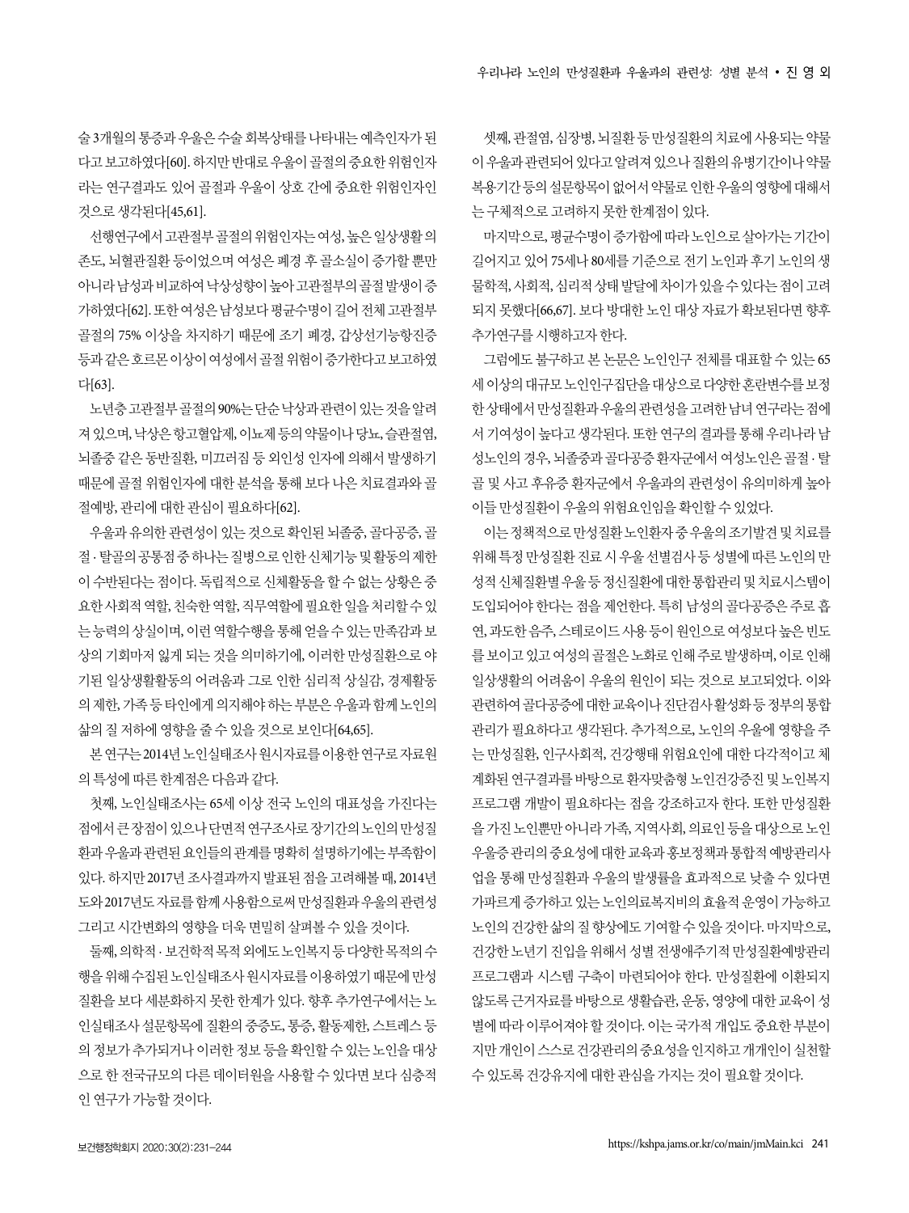술 3개월의 통증과 우울은 수술 회복상태를 나타내는 예측인자가 된다고 보고하였다[60]. 하지만 반대로 우울이 골절의 중요한 위험인자라는 연구결과도 있어 골절과 우울이 상호 간에 중요한 위험인자인 것으로 생각된다[45,61].

선행연구에서 고관절부 골절의 위험인자는 여성, 높은 일상생활 의존도, 뇌혈관질환 등이었으며 여성은 폐경 후 골소실이 증가할 뿐만 아니라 남성과 비교하여 낙상성향이 높아 고관절부의 골절 발생이 증가하였다[62]. 또한 여성은 남성보다 평균수명이 길어 전체 고관절부 골절의 75% 이상을 차지하기 때문에 조기 폐경, 갑상선기능항진증 등과 같은 호르몬 이상이 여성에서 골절 위험이 증가한다고 보고하였다[63].

노년층 고관절부 골절의 90%는 단순 낙상과 관련이 있는 것을 알려져 있으며, 낙상은 항고혈압제, 이뇨제 등의 약물이나 당뇨, 슬관절염, 뇌졸중 같은 동반질환, 미끄러짐 등 외인성 인자에 의해서 발생하기 때문에 골절 위험인자에 대한 분석을 통해 보다 나은 치료결과와 골절예방, 관리에 대한 관심이 필요하다[62].

우울과 유의한 관련성이 있는 것으로 확인된 뇌졸중, 골다공증, 골절 · 탈골의 공통점 중 하나는 질병으로 인한 신체기능 및 활동의 제한이 수반된다는 점이다. 독립적으로 신체활동을 할 수 없는 상황은 중요한 사회적 역할, 친숙한 역할, 직무역할에 필요한 일을 처리할 수 있는 능력의 상실이며, 이런 역할수행을 통해 얻을 수 있는 만족감과 보상의 기회마저 잃게 되는 것을 의미하기에, 이러한 만성질환으로 야기된 일상생활활동의 어려움과 그로 인한 심리적 상실감, 경제활동의 제한, 가족 등 타인에게 의지해야 하는 부분은 우울과 함께 노인의 삶의 질 저하에 영향을 줄 수 있을 것으로 보인다[64,65].

본 연구는 2014년 노인실태조사 원시자료를 이용한 연구로 자료원의 특성에 따른 한계점은 다음과 같다.

첫째, 노인실태조사는 65세 이상 전국 노인의 대표성을 가진다는 점에서 큰 장점이 있으나 단면적 연구조사로 장기간의 노인의 만성질환과 우울과 관련된 요인들의 관계를 명확히 설명하기에는 부족함이 있다. 하지만 2017년 조사결과까지 발표된 점을 고려해볼 때, 2014년도와 2017년도 자료를 함께 사용함으로써 만성질환과 우울의 관련성 그리고 시간변화의 영향을 더욱 면밀히 살펴볼 수 있을 것이다.

둘째, 의학적 · 보건학적 목적 외에도 노인복지 등 다양한 목적의 수행을 위해 수집된 노인실태조사 원시자료를 이용하였기 때문에 만성질환을 보다 세분화하지 못한 한계가 있다. 향후 추가연구에서는 노인실태조사 설문항목에 질환의 중증도, 통증, 활동제한, 스트레스 등의 정보가 추가되거나 이러한 정보 등을 확인할 수 있는 노인을 대상으로 한 전국규모의 다른 데이터원을 사용할 수 있다면 보다 심층적인 연구가 가능할 것이다.

셋째, 관절염, 심장병, 뇌질환 등 만성질환의 치료에 사용되는 약물이 우울과 관련되어 있다고 알려져 있으나 질환의 유병기간이나 약물 복용기간 등의 설문항목이 없어서 약물로 인한 우울의 영향에 대해서는 구체적으로 고려하지 못한 한계점이 있다.

마지막으로, 평균수명이 증가함에 따라 노인으로 살아가는 기간이 길어지고 있어 75세나 80세를 기준으로 전기 노인과 후기 노인의 생물학적, 사회적, 심리적 상태 발달에 차이가 있을 수 있다는 점이 고려되지 못했다[66,67]. 보다 방대한 노인 대상 자료가 확보된다면 향후 추가연구를 시행하고자 한다.

그럼에도 불구하고 본 논문은 노인인구 전체를 대표할 수 있는 65세 이상의 대규모 노인인구집단을 대상으로 다양한 혼란변수를 보정한 상태에서 만성질환과 우울의 관련성을 고려한 남녀 연구라는 점에서 기여성이 높다고 생각된다. 또한 연구의 결과를 통해 우리나라 남성노인의 경우, 뇌졸중과 골다공증 환자군에서 여성노인은 골절 · 탈골 및 사고 후유증 환자군에서 우울과의 관련성이 유의미하게 높아 이들 만성질환이 우울의 위험요인임을 확인할 수 있었다.

이는 정책적으로 만성질환 노인환자 중 우울의 조기발견 및 치료를 위해 특정 만성질환 진료 시 우울 선별검사 등 성별에 따른 노인의 만성적 신체질환별 우울 등 정신질환에 대한 통합관리 및 치료시스템이 도입되어야 한다는 점을 제언한다. 특히 남성의 골다공증은 주로 흡연, 과도한 음주, 스테로이드 사용 등이 원인으로 여성보다 높은 빈도를 보이고 있고 여성의 골절은 노화로 인해 주로 발생하며, 이로 인해 일상생활의 어려움이 우울의 원인이 되는 것으로 보고되었다. 이와 관련하여 골다공증에 대한 교육이나 진단검사 활성화 등 정부의 통합관리가 필요하다고 생각된다. 추가적으로, 노인의 우울에 영향을 주는 만성질환, 인구사회적, 건강행태 위험요인에 대한 다각적이고 체계화된 연구결과를 바탕으로 환자맞춤형 노인건강증진 및 노인복지 프로그램 개발이 필요하다는 점을 강조하고자 한다. 또한 만성질환을 가진 노인뿐만 아니라 가족, 지역사회, 의료인 등을 대상으로 노인 우울증 관리의 중요성에 대한 교육과 홍보정책과 통합적 예방관리사업을 통해 만성질환과 우울의 발생률을 효과적으로 낮출 수 있다면 가파르게 증가하고 있는 노인의료복지비의 효율적 운영이 가능하고 노인의 건강한 삶의 질 향상에도 기여할 수 있을 것이다. 마지막으로, 건강한 노년기 진입을 위해서 성별 전생애주기적 만성질환예방관리 프로그램과 시스템 구축이 마련되어야 한다. 만성질환에 이환되지 않도록 근거자료를 바탕으로 생활습관, 운동, 영양에 대한 교육이 성별에 따라 이루어져야 할 것이다. 이는 국가적 개입도 중요한 부분이지만 개인이 스스로 건강관리의 중요성을 인지하고 개개인이 실천할 수 있도록 건강유지에 대한 관심을 가지는 것이 필요할 것이다.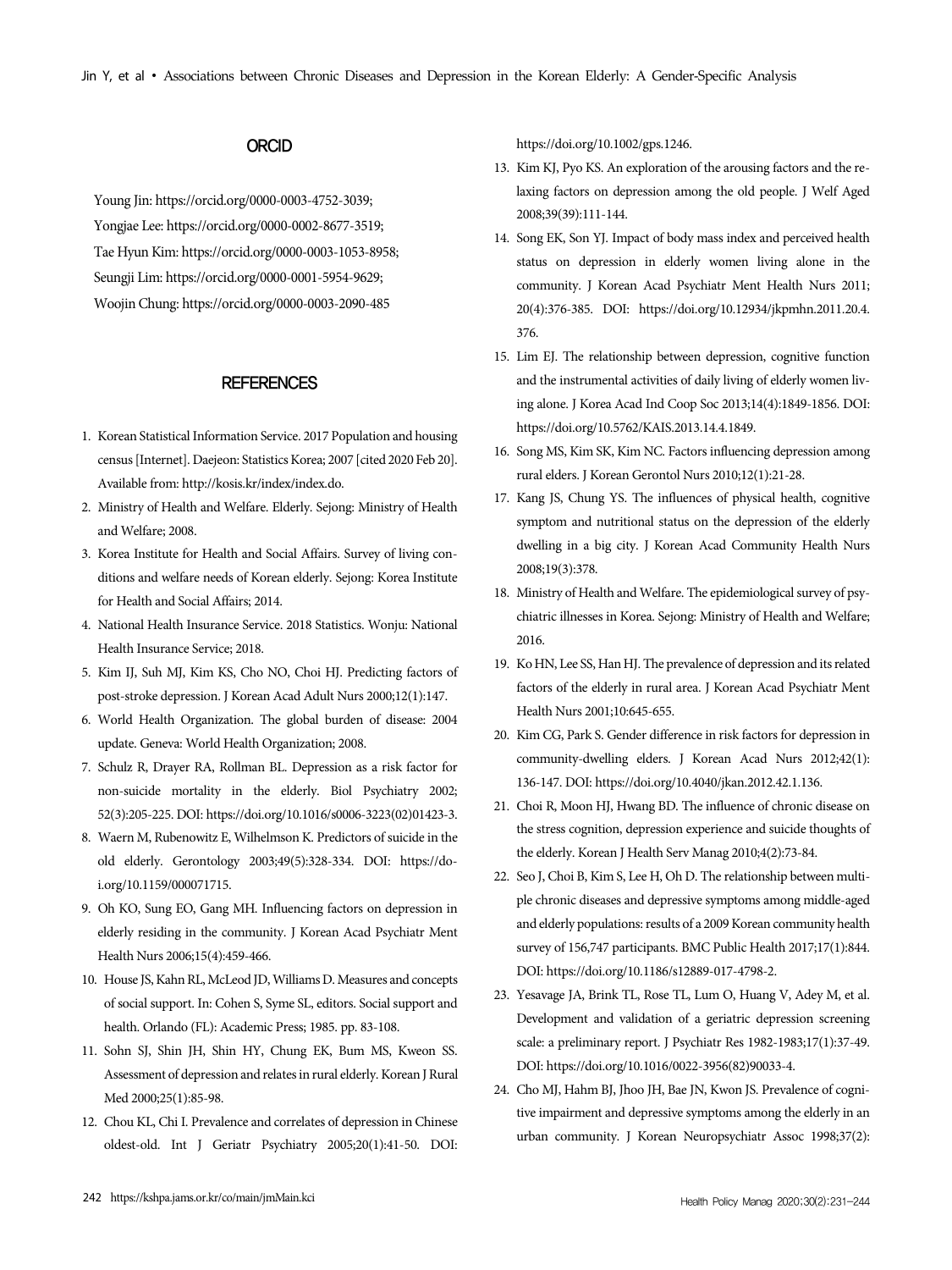## ORCID

Young Jin: https://orcid.org/0000-0003-4752-3039;
Yongjae Lee: https://orcid.org/0000-0002-8677-3519;
Tae Hyun Kim: https://orcid.org/0000-0003-1053-8958;
Seungji Lim: https://orcid.org/0000-0001-5954-9629;
Woojin Chung: https://orcid.org/0000-0003-2090-485

## REFERENCES

1. Korean Statistical Information Service. 2017 Population and housing census [Internet]. Daejeon: Statistics Korea; 2007 [cited 2020 Feb 20]. Available from: http://kosis.kr/index/index.do.
2. Ministry of Health and Welfare. Elderly. Sejong: Ministry of Health and Welfare; 2008.
3. Korea Institute for Health and Social Affairs. Survey of living conditions and welfare needs of Korean elderly. Sejong: Korea Institute for Health and Social Affairs; 2014.
4. National Health Insurance Service. 2018 Statistics. Wonju: National Health Insurance Service; 2018.
5. Kim IJ, Suh MJ, Kim KS, Cho NO, Choi HJ. Predicting factors of post-stroke depression. J Korean Acad Adult Nurs 2000;12(1):147.
6. World Health Organization. The global burden of disease: 2004 update. Geneva: World Health Organization; 2008.
7. Schulz R, Drayer RA, Rollman BL. Depression as a risk factor for non-suicide mortality in the elderly. Biol Psychiatry 2002; 52(3):205-225. DOI: https://doi.org/10.1016/s0006-3223(02)01423-3.
8. Waern M, Rubenowitz E, Wilhelmson K. Predictors of suicide in the old elderly. Gerontology 2003;49(5):328-334. DOI: https://doi.org/10.1159/000071715.
9. Oh KO, Sung EO, Gang MH. Influencing factors on depression in elderly residing in the community. J Korean Acad Psychiatr Ment Health Nurs 2006;15(4):459-466.
10. House JS, Kahn RL, McLeod JD, Williams D. Measures and concepts of social support. In: Cohen S, Syme SL, editors. Social support and health. Orlando (FL): Academic Press; 1985. pp. 83-108.
11. Sohn SJ, Shin JH, Shin HY, Chung EK, Bum MS, Kweon SS. Assessment of depression and relates in rural elderly. Korean J Rural Med 2000;25(1):85-98.
12. Chou KL, Chi I. Prevalence and correlates of depression in Chinese oldest-old. Int J Geriatr Psychiatry 2005;20(1):41-50. DOI: https://doi.org/10.1002/gps.1246.
13. Kim KJ, Pyo KS. An exploration of the arousing factors and the relaxing factors on depression among the old people. J Welf Aged 2008;39(39):111-144.
14. Song EK, Son YJ. Impact of body mass index and perceived health status on depression in elderly women living alone in the community. J Korean Acad Psychiatr Ment Health Nurs 2011; 20(4):376-385. DOI: https://doi.org/10.12934/jkpmhn.2011.20.4.376.
15. Lim EJ. The relationship between depression, cognitive function and the instrumental activities of daily living of elderly women living alone. J Korea Acad Ind Coop Soc 2013;14(4):1849-1856. DOI: https://doi.org/10.5762/KAIS.2013.14.4.1849.
16. Song MS, Kim SK, Kim NC. Factors influencing depression among rural elders. J Korean Gerontol Nurs 2010;12(1):21-28.
17. Kang JS, Chung YS. The influences of physical health, cognitive symptom and nutritional status on the depression of the elderly dwelling in a big city. J Korean Acad Community Health Nurs 2008;19(3):378.
18. Ministry of Health and Welfare. The epidemiological survey of psychiatric illnesses in Korea. Sejong: Ministry of Health and Welfare; 2016.
19. Ko HN, Lee SS, Han HJ. The prevalence of depression and its related factors of the elderly in rural area. J Korean Acad Psychiatr Ment Health Nurs 2001;10:645-655.
20. Kim CG, Park S. Gender difference in risk factors for depression in community-dwelling elders. J Korean Acad Nurs 2012;42(1): 136-147. DOI: https://doi.org/10.4040/jkan.2012.42.1.136.
21. Choi R, Moon HJ, Hwang BD. The influence of chronic disease on the stress cognition, depression experience and suicide thoughts of the elderly. Korean J Health Serv Manag 2010;4(2):73-84.
22. Seo J, Choi B, Kim S, Lee H, Oh D. The relationship between multiple chronic diseases and depressive symptoms among middle-aged and elderly populations: results of a 2009 Korean community health survey of 156,747 participants. BMC Public Health 2017;17(1):844. DOI: https://doi.org/10.1186/s12889-017-4798-2.
23. Yesavage JA, Brink TL, Rose TL, Lum O, Huang V, Adey M, et al. Development and validation of a geriatric depression screening scale: a preliminary report. J Psychiatr Res 1982-1983;17(1):37-49. DOI: https://doi.org/10.1016/0022-3956(82)90033-4.
24. Cho MJ, Hahm BJ, Jhoo JH, Bae JN, Kwon JS. Prevalence of cognitive impairment and depressive symptoms among the elderly in an urban community. J Korean Neuropsychiatr Assoc 1998;37(2):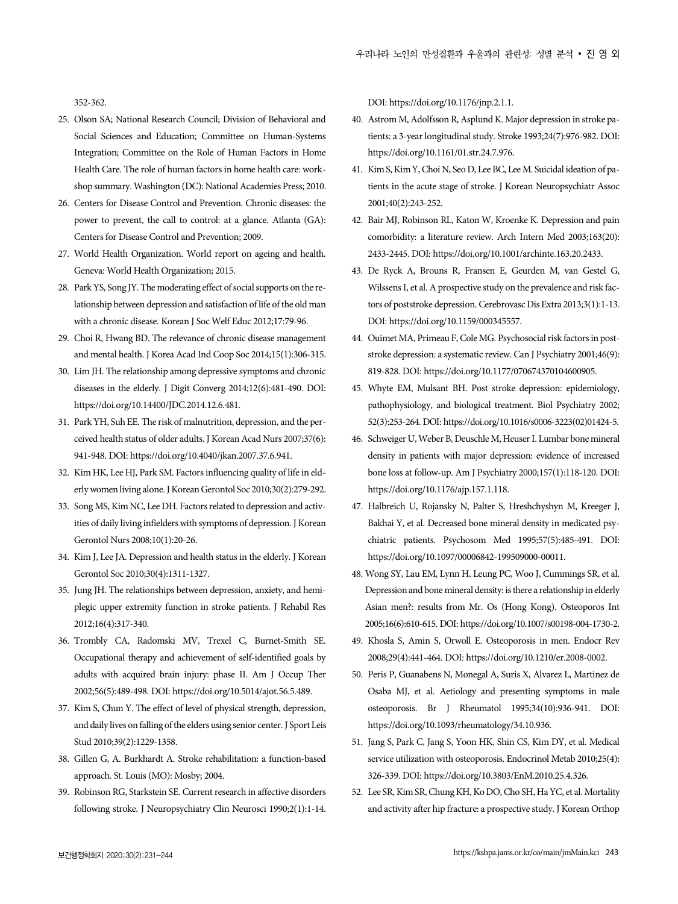352-362.

25. Olson SA; National Research Council; Division of Behavioral and Social Sciences and Education; Committee on Human-Systems Integration; Committee on the Role of Human Factors in Home Health Care. The role of human factors in home health care: workshop summary. Washington (DC): National Academies Press; 2010.
26. Centers for Disease Control and Prevention. Chronic diseases: the power to prevent, the call to control: at a glance. Atlanta (GA): Centers for Disease Control and Prevention; 2009.
27. World Health Organization. World report on ageing and health. Geneva: World Health Organization; 2015.
28. Park YS, Song JY. The moderating effect of social supports on the relationship between depression and satisfaction of life of the old man with a chronic disease. Korean J Soc Welf Educ 2012;17:79-96.
29. Choi R, Hwang BD. The relevance of chronic disease management and mental health. J Korea Acad Ind Coop Soc 2014;15(1):306-315.
30. Lim JH. The relationship among depressive symptoms and chronic diseases in the elderly. J Digit Converg 2014;12(6):481-490. DOI: https://doi.org/10.14400/JDC.2014.12.6.481.
31. Park YH, Suh EE. The risk of malnutrition, depression, and the perceived health status of older adults. J Korean Acad Nurs 2007;37(6): 941-948. DOI: https://doi.org/10.4040/jkan.2007.37.6.941.
32. Kim HK, Lee HJ, Park SM. Factors influencing quality of life in elderly women living alone. J Korean Gerontol Soc 2010;30(2):279-292.
33. Song MS, Kim NC, Lee DH. Factors related to depression and activities of daily living infielders with symptoms of depression. J Korean Gerontol Nurs 2008;10(1):20-26.
34. Kim J, Lee JA. Depression and health status in the elderly. J Korean Gerontol Soc 2010;30(4):1311-1327.
35. Jung JH. The relationships between depression, anxiety, and hemiplegic upper extremity function in stroke patients. J Rehabil Res 2012;16(4):317-340.
36. Trombly CA, Radomski MV, Trexel C, Burnet-Smith SE. Occupational therapy and achievement of self-identified goals by adults with acquired brain injury: phase II. Am J Occup Ther 2002;56(5):489-498. DOI: https://doi.org/10.5014/ajot.56.5.489.
37. Kim S, Chun Y. The effect of level of physical strength, depression, and daily lives on falling of the elders using senior center. J Sport Leis Stud 2010;39(2):1229-1358.
38. Gillen G, A. Burkhardt A. Stroke rehabilitation: a function-based approach. St. Louis (MO): Mosby; 2004.
39. Robinson RG, Starkstein SE. Current research in affective disorders following stroke. J Neuropsychiatry Clin Neurosci 1990;2(1):1-14. DOI: https://doi.org/10.1176/jnp.2.1.1.
40. Astrom M, Adolfsson R, Asplund K. Major depression in stroke patients: a 3-year longitudinal study. Stroke 1993;24(7):976-982. DOI: https://doi.org/10.1161/01.str.24.7.976.
41. Kim S, Kim Y, Choi N, Seo D, Lee BC, Lee M. Suicidal ideation of patients in the acute stage of stroke. J Korean Neuropsychiatr Assoc 2001;40(2):243-252.
42. Bair MJ, Robinson RL, Katon W, Kroenke K. Depression and pain comorbidity: a literature review. Arch Intern Med 2003;163(20): 2433-2445. DOI: https://doi.org/10.1001/archinte.163.20.2433.
43. De Ryck A, Brouns R, Fransen E, Geurden M, van Gestel G, Wilssens I, et al. A prospective study on the prevalence and risk factors of poststroke depression. Cerebrovasc Dis Extra 2013;3(1):1-13. DOI: https://doi.org/10.1159/000345557.
44. Ouimet MA, Primeau F, Cole MG. Psychosocial risk factors in poststroke depression: a systematic review. Can J Psychiatry 2001;46(9): 819-828. DOI: https://doi.org/10.1177/070674370104600905.
45. Whyte EM, Mulsant BH. Post stroke depression: epidemiology, pathophysiology, and biological treatment. Biol Psychiatry 2002; 52(3):253-264. DOI: https://doi.org/10.1016/s0006-3223(02)01424-5.
46. Schweiger U, Weber B, Deuschle M, Heuser I. Lumbar bone mineral density in patients with major depression: evidence of increased bone loss at follow-up. Am J Psychiatry 2000;157(1):118-120. DOI: https://doi.org/10.1176/ajp.157.1.118.
47. Halbreich U, Rojansky N, Palter S, Hreshchyshyn M, Kreeger J, Bakhai Y, et al. Decreased bone mineral density in medicated psychiatric patients. Psychosom Med 1995;57(5):485-491. DOI: https://doi.org/10.1097/00006842-199509000-00011.
48. Wong SY, Lau EM, Lynn H, Leung PC, Woo J, Cummings SR, et al. Depression and bone mineral density: is there a relationship in elderly Asian men?: results from Mr. Os (Hong Kong). Osteoporos Int 2005;16(6):610-615. DOI: https://doi.org/10.1007/s00198-004-1730-2.
49. Khosla S, Amin S, Orwoll E. Osteoporosis in men. Endocr Rev 2008;29(4):441-464. DOI: https://doi.org/10.1210/er.2008-0002.
50. Peris P, Guanabens N, Monegal A, Suris X, Alvarez L, Martinez de Osaba MJ, et al. Aetiology and presenting symptoms in male osteoporosis. Br J Rheumatol 1995;34(10):936-941. DOI: https://doi.org/10.1093/rheumatology/34.10.936.
51. Jang S, Park C, Jang S, Yoon HK, Shin CS, Kim DY, et al. Medical service utilization with osteoporosis. Endocrinol Metab 2010;25(4): 326-339. DOI: https://doi.org/10.3803/EnM.2010.25.4.326.
52. Lee SR, Kim SR, Chung KH, Ko DO, Cho SH, Ha YC, et al. Mortality and activity after hip fracture: a prospective study. J Korean Orthop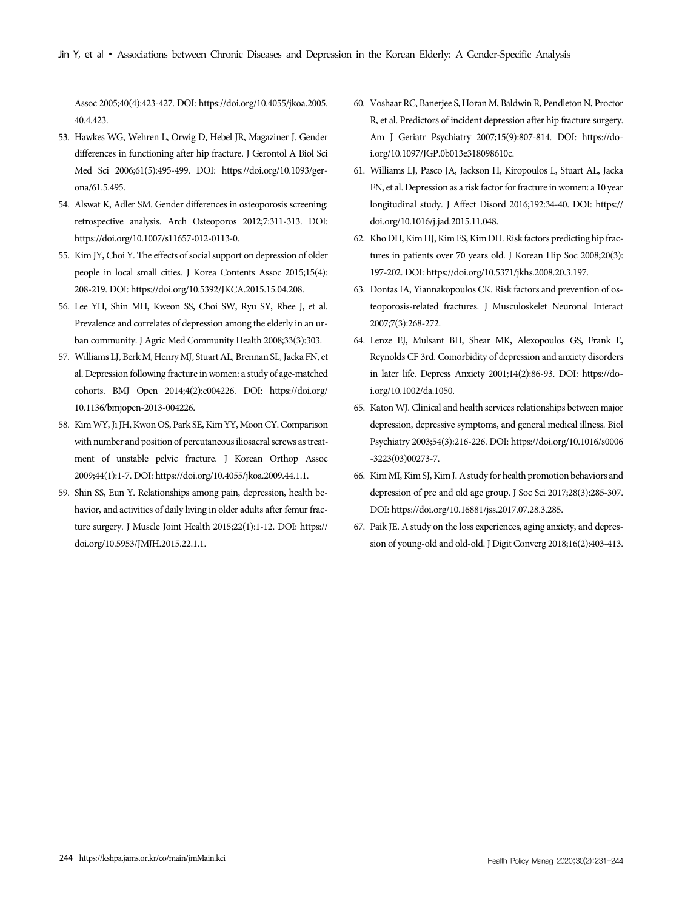Assoc 2005;40(4):423-427. DOI: https://doi.org/10.4055/jkoa.2005.40.4.423.

53. Hawkes WG, Wehren L, Orwig D, Hebel JR, Magaziner J. Gender differences in functioning after hip fracture. J Gerontol A Biol Sci Med Sci 2006;61(5):495-499. DOI: https://doi.org/10.1093/gerona/61.5.495.
54. Alswat K, Adler SM. Gender differences in osteoporosis screening: retrospective analysis. Arch Osteoporos 2012;7:311-313. DOI: https://doi.org/10.1007/s11657-012-0113-0.
55. Kim JY, Choi Y. The effects of social support on depression of older people in local small cities. J Korea Contents Assoc 2015;15(4):208-219. DOI: https://doi.org/10.5392/JKCA.2015.15.04.208.
56. Lee YH, Shin MH, Kweon SS, Choi SW, Ryu SY, Rhee J, et al. Prevalence and correlates of depression among the elderly in an urban community. J Agric Med Community Health 2008;33(3):303.
57. Williams LJ, Berk M, Henry MJ, Stuart AL, Brennan SL, Jacka FN, et al. Depression following fracture in women: a study of age-matched cohorts. BMJ Open 2014;4(2):e004226. DOI: https://doi.org/10.1136/bmjopen-2013-004226.
58. Kim WY, Ji JH, Kwon OS, Park SE, Kim YY, Moon CY. Comparison with number and position of percutaneous iliosacral screws as treatment of unstable pelvic fracture. J Korean Orthop Assoc 2009;44(1):1-7. DOI: https://doi.org/10.4055/jkoa.2009.44.1.1.
59. Shin SS, Eun Y. Relationships among pain, depression, health behavior, and activities of daily living in older adults after femur fracture surgery. J Muscle Joint Health 2015;22(1):1-12. DOI: https://doi.org/10.5953/JMJH.2015.22.1.1.
60. Voshaar RC, Banerjee S, Horan M, Baldwin R, Pendleton N, Proctor R, et al. Predictors of incident depression after hip fracture surgery. Am J Geriatr Psychiatry 2007;15(9):807-814. DOI: https://doi.org/10.1097/JGP.0b013e318098610c.
61. Williams LJ, Pasco JA, Jackson H, Kiropoulos L, Stuart AL, Jacka FN, et al. Depression as a risk factor for fracture in women: a 10 year longitudinal study. J Affect Disord 2016;192:34-40. DOI: https://doi.org/10.1016/j.jad.2015.11.048.
62. Kho DH, Kim HJ, Kim ES, Kim DH. Risk factors predicting hip fractures in patients over 70 years old. J Korean Hip Soc 2008;20(3):197-202. DOI: https://doi.org/10.5371/jkhs.2008.20.3.197.
63. Dontas IA, Yiannakopoulos CK. Risk factors and prevention of osteoporosis-related fractures. J Musculoskelet Neuronal Interact 2007;7(3):268-272.
64. Lenze EJ, Mulsant BH, Shear MK, Alexopoulos GS, Frank E, Reynolds CF 3rd. Comorbidity of depression and anxiety disorders in later life. Depress Anxiety 2001;14(2):86-93. DOI: https://doi.org/10.1002/da.1050.
65. Katon WJ. Clinical and health services relationships between major depression, depressive symptoms, and general medical illness. Biol Psychiatry 2003;54(3):216-226. DOI: https://doi.org/10.1016/s0006-3223(03)00273-7.
66. Kim MI, Kim SJ, Kim J. A study for health promotion behaviors and depression of pre and old age group. J Soc Sci 2017;28(3):285-307. DOI: https://doi.org/10.16881/jss.2017.07.28.3.285.
67. Paik JE. A study on the loss experiences, aging anxiety, and depression of young-old and old-old. J Digit Converg 2018;16(2):403-413.